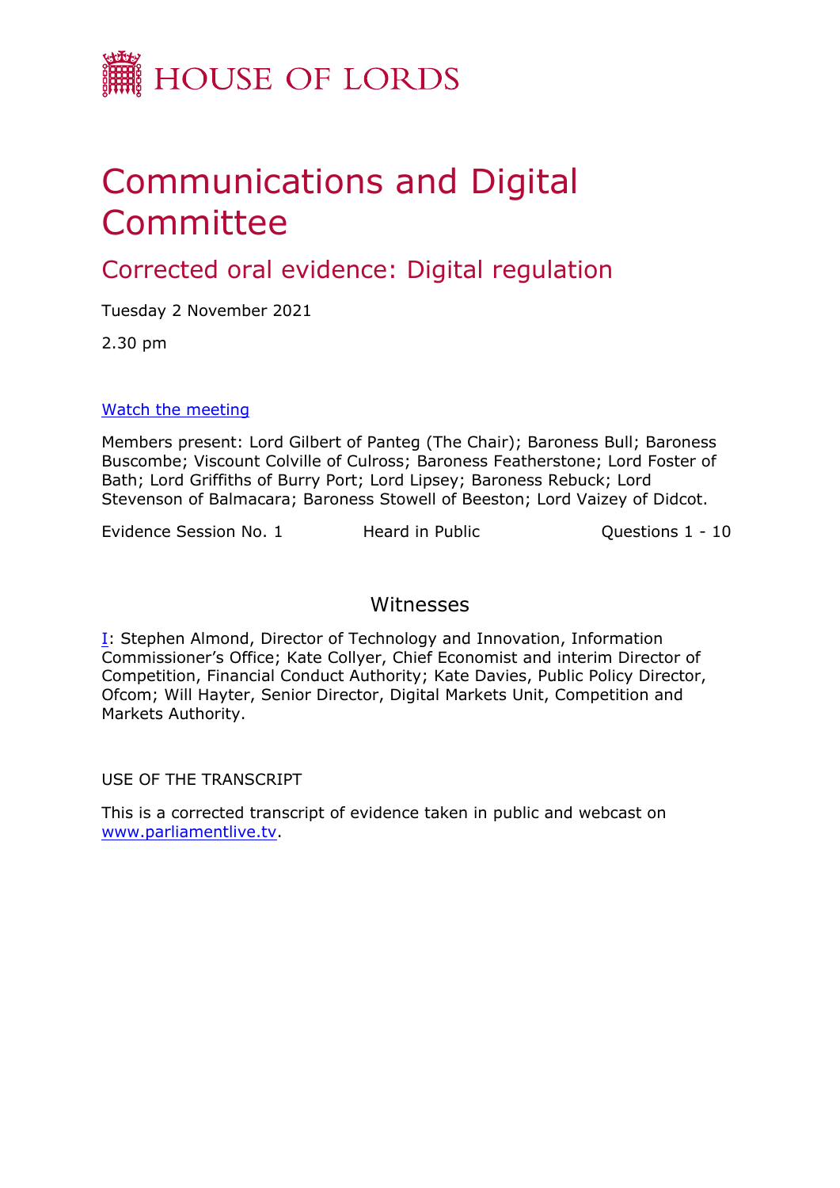HOUSE OF LORDS

# Communications and Digital Committee

## Corrected oral evidence: Digital regulation

Tuesday 2 November 2021

2.30 pm

[Watch the meeting](#)

Members present: Lord Gilbert of Panteg (The Chair); Baroness Bull; Baroness Buscombe; Viscount Colville of Culross; Baroness Featherstone; Lord Foster of Bath; Lord Griffiths of Burry Port; Lord Lipsey; Baroness Rebuck; Lord Stevenson of Balmacara; Baroness Stowell of Beeston; Lord Vaizey of Didcot.

Evidence Session No. 1 Heard in Public Questions 1 - 10

## Witnesses

I: Stephen Almond, Director of Technology and Innovation, Information Commissioner's Office; Kate Collyer, Chief Economist and interim Director of Competition, Financial Conduct Authority; Kate Davies, Public Policy Director, Ofcom; Will Hayter, Senior Director, Digital Markets Unit, Competition and Markets Authority.

USE OF THE TRANSCRIPT

This is a corrected transcript of evidence taken in public and webcast on www.parliamentlive.tv.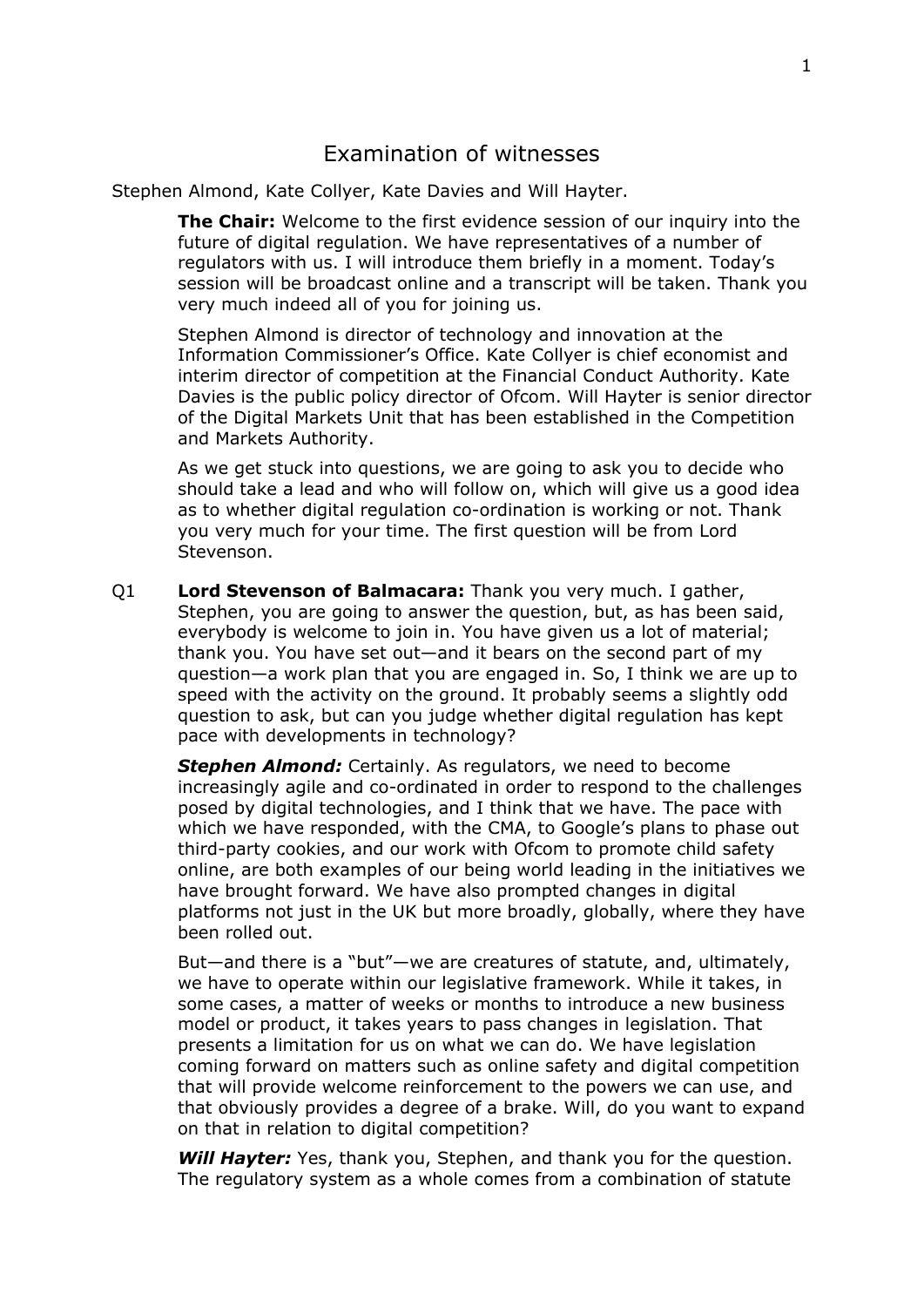# Examination of witnesses

Stephen Almond, Kate Collyer, Kate Davies and Will Hayter.

**The Chair:** Welcome to the first evidence session of our inquiry into the future of digital regulation. We have representatives of a number of regulators with us. I will introduce them briefly in a moment. Today's session will be broadcast online and a transcript will be taken. Thank you very much indeed all of you for joining us.

Stephen Almond is director of technology and innovation at the Information Commissioner's Office. Kate Collyer is chief economist and interim director of competition at the Financial Conduct Authority. Kate Davies is the public policy director of Ofcom. Will Hayter is senior director of the Digital Markets Unit that has been established in the Competition and Markets Authority.

As we get stuck into questions, we are going to ask you to decide who should take a lead and who will follow on, which will give us a good idea as to whether digital regulation co-ordination is working or not. Thank you very much for your time. The first question will be from Lord Stevenson.

Q1 **Lord Stevenson of Balmacara:** Thank you very much. I gather, Stephen, you are going to answer the question, but, as has been said, everybody is welcome to join in. You have given us a lot of material; thank you. You have set out—and it bears on the second part of my question—a work plan that you are engaged in. So, I think we are up to speed with the activity on the ground. It probably seems a slightly odd question to ask, but can you judge whether digital regulation has kept pace with developments in technology?

***Stephen Almond:*** Certainly. As regulators, we need to become increasingly agile and co-ordinated in order to respond to the challenges posed by digital technologies, and I think that we have. The pace with which we have responded, with the CMA, to Google's plans to phase out third-party cookies, and our work with Ofcom to promote child safety online, are both examples of our being world leading in the initiatives we have brought forward. We have also prompted changes in digital platforms not just in the UK but more broadly, globally, where they have been rolled out.

But—and there is a "but"—we are creatures of statute, and, ultimately, we have to operate within our legislative framework. While it takes, in some cases, a matter of weeks or months to introduce a new business model or product, it takes years to pass changes in legislation. That presents a limitation for us on what we can do. We have legislation coming forward on matters such as online safety and digital competition that will provide welcome reinforcement to the powers we can use, and that obviously provides a degree of a brake. Will, do you want to expand on that in relation to digital competition?

***Will Hayter:*** Yes, thank you, Stephen, and thank you for the question. The regulatory system as a whole comes from a combination of statute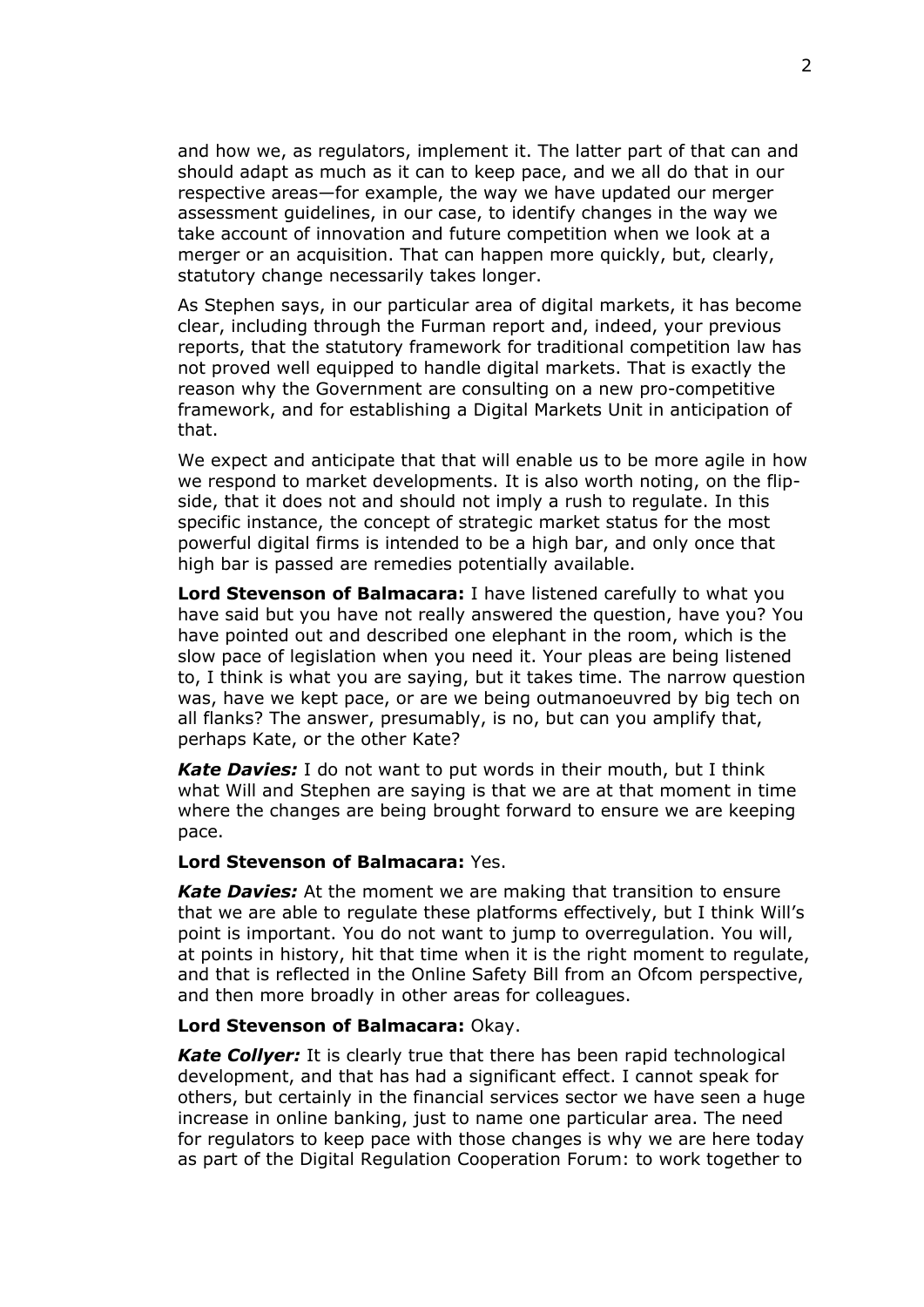and how we, as regulators, implement it. The latter part of that can and should adapt as much as it can to keep pace, and we all do that in our respective areas—for example, the way we have updated our merger assessment guidelines, in our case, to identify changes in the way we take account of innovation and future competition when we look at a merger or an acquisition. That can happen more quickly, but, clearly, statutory change necessarily takes longer.

As Stephen says, in our particular area of digital markets, it has become clear, including through the Furman report and, indeed, your previous reports, that the statutory framework for traditional competition law has not proved well equipped to handle digital markets. That is exactly the reason why the Government are consulting on a new pro-competitive framework, and for establishing a Digital Markets Unit in anticipation of that.

We expect and anticipate that that will enable us to be more agile in how we respond to market developments. It is also worth noting, on the flip-side, that it does not and should not imply a rush to regulate. In this specific instance, the concept of strategic market status for the most powerful digital firms is intended to be a high bar, and only once that high bar is passed are remedies potentially available.

**Lord Stevenson of Balmacara:** I have listened carefully to what you have said but you have not really answered the question, have you? You have pointed out and described one elephant in the room, which is the slow pace of legislation when you need it. Your pleas are being listened to, I think is what you are saying, but it takes time. The narrow question was, have we kept pace, or are we being outmanoeuvred by big tech on all flanks? The answer, presumably, is no, but can you amplify that, perhaps Kate, or the other Kate?

***Kate Davies:*** I do not want to put words in their mouth, but I think what Will and Stephen are saying is that we are at that moment in time where the changes are being brought forward to ensure we are keeping pace.

**Lord Stevenson of Balmacara:** Yes.

***Kate Davies:*** At the moment we are making that transition to ensure that we are able to regulate these platforms effectively, but I think Will's point is important. You do not want to jump to overregulation. You will, at points in history, hit that time when it is the right moment to regulate, and that is reflected in the Online Safety Bill from an Ofcom perspective, and then more broadly in other areas for colleagues.

**Lord Stevenson of Balmacara:** Okay.

***Kate Collyer:*** It is clearly true that there has been rapid technological development, and that has had a significant effect. I cannot speak for others, but certainly in the financial services sector we have seen a huge increase in online banking, just to name one particular area. The need for regulators to keep pace with those changes is why we are here today as part of the Digital Regulation Cooperation Forum: to work together to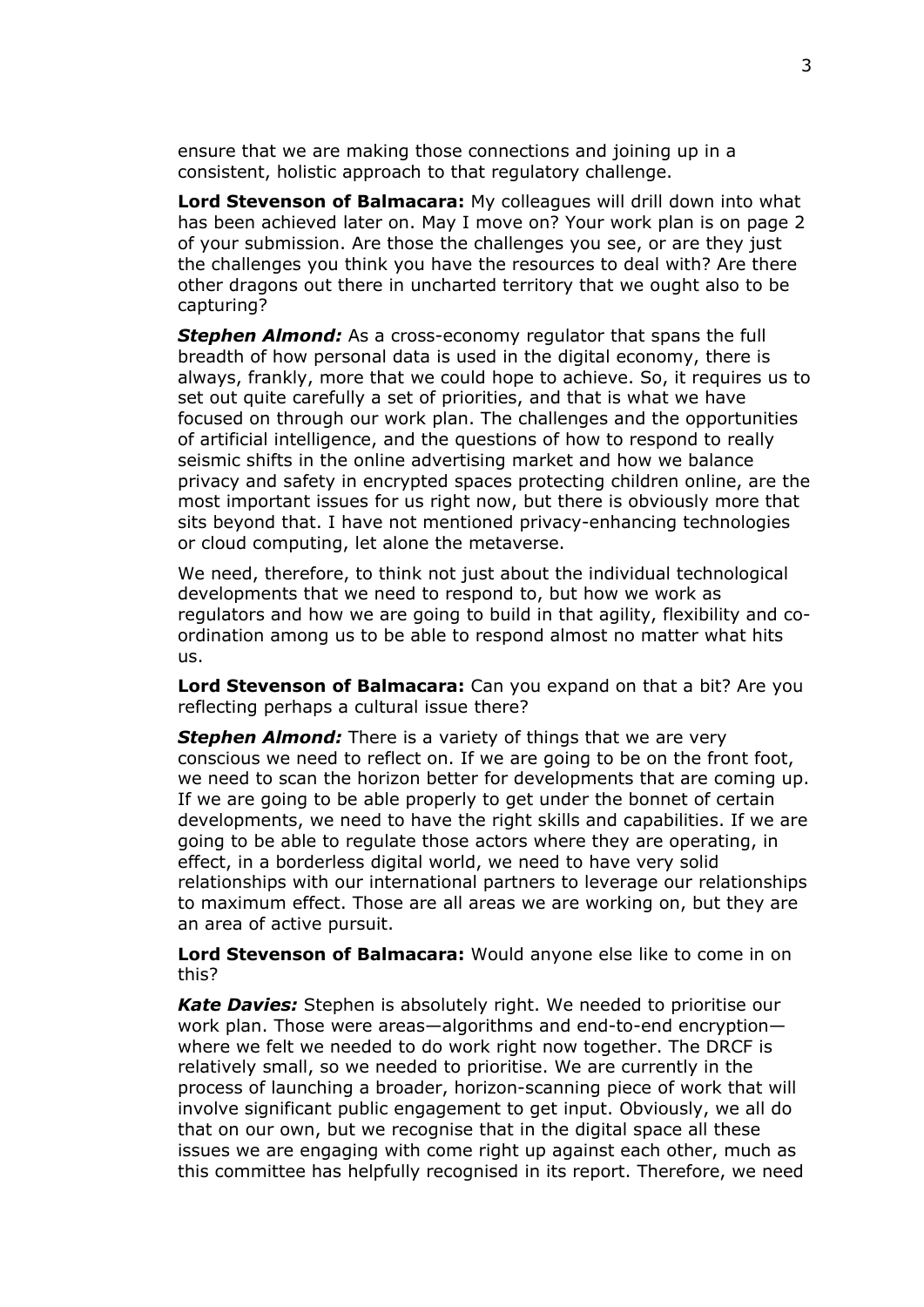ensure that we are making those connections and joining up in a consistent, holistic approach to that regulatory challenge.

**Lord Stevenson of Balmacara:** My colleagues will drill down into what has been achieved later on. May I move on? Your work plan is on page 2 of your submission. Are those the challenges you see, or are they just the challenges you think you have the resources to deal with? Are there other dragons out there in uncharted territory that we ought also to be capturing?

***Stephen Almond:*** As a cross-economy regulator that spans the full breadth of how personal data is used in the digital economy, there is always, frankly, more that we could hope to achieve. So, it requires us to set out quite carefully a set of priorities, and that is what we have focused on through our work plan. The challenges and the opportunities of artificial intelligence, and the questions of how to respond to really seismic shifts in the online advertising market and how we balance privacy and safety in encrypted spaces protecting children online, are the most important issues for us right now, but there is obviously more that sits beyond that. I have not mentioned privacy-enhancing technologies or cloud computing, let alone the metaverse.

We need, therefore, to think not just about the individual technological developments that we need to respond to, but how we work as regulators and how we are going to build in that agility, flexibility and co-ordination among us to be able to respond almost no matter what hits us.

**Lord Stevenson of Balmacara:** Can you expand on that a bit? Are you reflecting perhaps a cultural issue there?

***Stephen Almond:*** There is a variety of things that we are very conscious we need to reflect on. If we are going to be on the front foot, we need to scan the horizon better for developments that are coming up. If we are going to be able properly to get under the bonnet of certain developments, we need to have the right skills and capabilities. If we are going to be able to regulate those actors where they are operating, in effect, in a borderless digital world, we need to have very solid relationships with our international partners to leverage our relationships to maximum effect. Those are all areas we are working on, but they are an area of active pursuit.

**Lord Stevenson of Balmacara:** Would anyone else like to come in on this?

***Kate Davies:*** Stephen is absolutely right. We needed to prioritise our work plan. Those were areas—algorithms and end-to-end encryption—where we felt we needed to do work right now together. The DRCF is relatively small, so we needed to prioritise. We are currently in the process of launching a broader, horizon-scanning piece of work that will involve significant public engagement to get input. Obviously, we all do that on our own, but we recognise that in the digital space all these issues we are engaging with come right up against each other, much as this committee has helpfully recognised in its report. Therefore, we need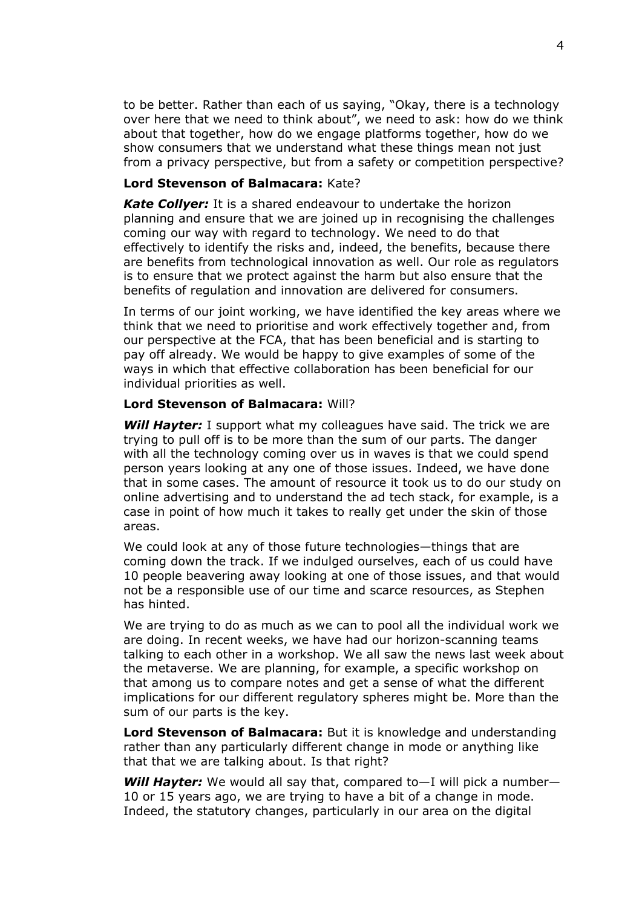to be better. Rather than each of us saying, "Okay, there is a technology over here that we need to think about", we need to ask: how do we think about that together, how do we engage platforms together, how do we show consumers that we understand what these things mean not just from a privacy perspective, but from a safety or competition perspective?

**Lord Stevenson of Balmacara:** Kate?

***Kate Collyer:*** It is a shared endeavour to undertake the horizon planning and ensure that we are joined up in recognising the challenges coming our way with regard to technology. We need to do that effectively to identify the risks and, indeed, the benefits, because there are benefits from technological innovation as well. Our role as regulators is to ensure that we protect against the harm but also ensure that the benefits of regulation and innovation are delivered for consumers.

In terms of our joint working, we have identified the key areas where we think that we need to prioritise and work effectively together and, from our perspective at the FCA, that has been beneficial and is starting to pay off already. We would be happy to give examples of some of the ways in which that effective collaboration has been beneficial for our individual priorities as well.

**Lord Stevenson of Balmacara:** Will?

***Will Hayter:*** I support what my colleagues have said. The trick we are trying to pull off is to be more than the sum of our parts. The danger with all the technology coming over us in waves is that we could spend person years looking at any one of those issues. Indeed, we have done that in some cases. The amount of resource it took us to do our study on online advertising and to understand the ad tech stack, for example, is a case in point of how much it takes to really get under the skin of those areas.

We could look at any of those future technologies—things that are coming down the track. If we indulged ourselves, each of us could have 10 people beavering away looking at one of those issues, and that would not be a responsible use of our time and scarce resources, as Stephen has hinted.

We are trying to do as much as we can to pool all the individual work we are doing. In recent weeks, we have had our horizon-scanning teams talking to each other in a workshop. We all saw the news last week about the metaverse. We are planning, for example, a specific workshop on that among us to compare notes and get a sense of what the different implications for our different regulatory spheres might be. More than the sum of our parts is the key.

**Lord Stevenson of Balmacara:** But it is knowledge and understanding rather than any particularly different change in mode or anything like that that we are talking about. Is that right?

***Will Hayter:*** We would all say that, compared to—I will pick a number—10 or 15 years ago, we are trying to have a bit of a change in mode. Indeed, the statutory changes, particularly in our area on the digital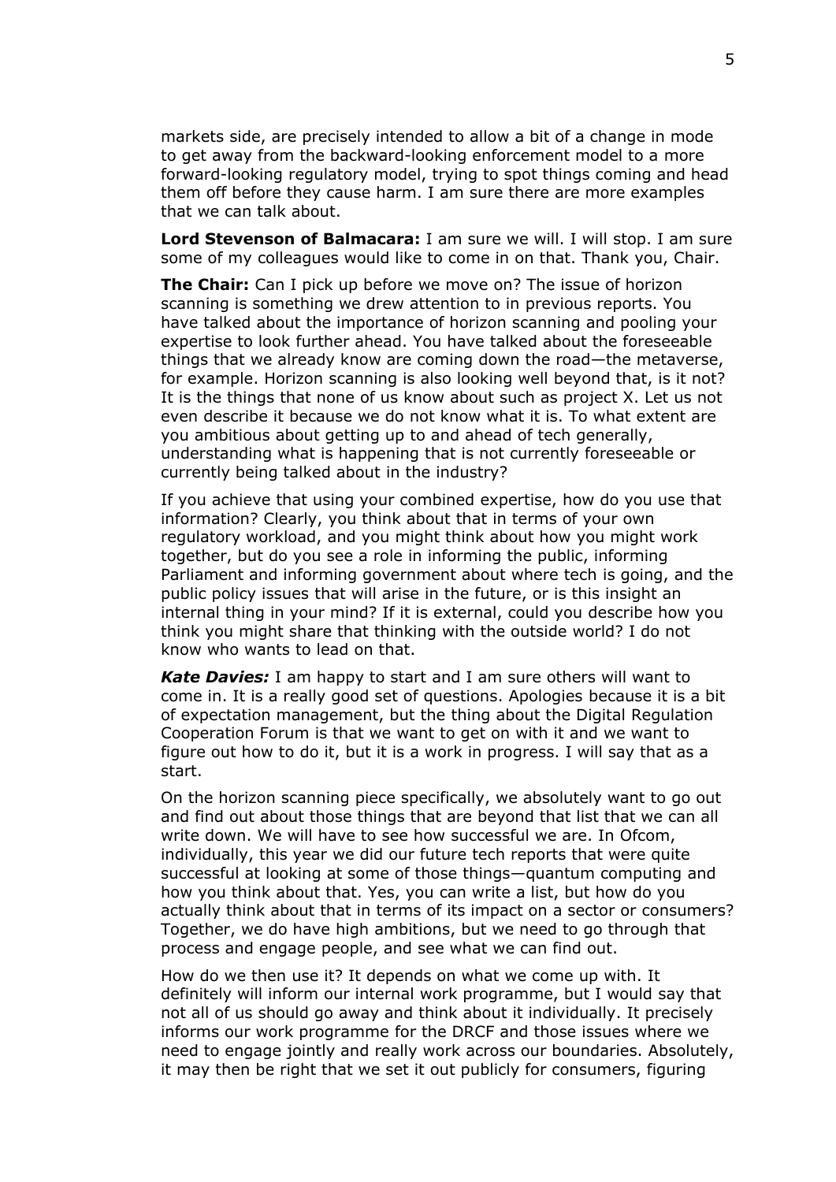markets side, are precisely intended to allow a bit of a change in mode to get away from the backward-looking enforcement model to a more forward-looking regulatory model, trying to spot things coming and head them off before they cause harm. I am sure there are more examples that we can talk about.

**Lord Stevenson of Balmacara:** I am sure we will. I will stop. I am sure some of my colleagues would like to come in on that. Thank you, Chair.

**The Chair:** Can I pick up before we move on? The issue of horizon scanning is something we drew attention to in previous reports. You have talked about the importance of horizon scanning and pooling your expertise to look further ahead. You have talked about the foreseeable things that we already know are coming down the road—the metaverse, for example. Horizon scanning is also looking well beyond that, is it not? It is the things that none of us know about such as project X. Let us not even describe it because we do not know what it is. To what extent are you ambitious about getting up to and ahead of tech generally, understanding what is happening that is not currently foreseeable or currently being talked about in the industry?

If you achieve that using your combined expertise, how do you use that information? Clearly, you think about that in terms of your own regulatory workload, and you might think about how you might work together, but do you see a role in informing the public, informing Parliament and informing government about where tech is going, and the public policy issues that will arise in the future, or is this insight an internal thing in your mind? If it is external, could you describe how you think you might share that thinking with the outside world? I do not know who wants to lead on that.

***Kate Davies:*** I am happy to start and I am sure others will want to come in. It is a really good set of questions. Apologies because it is a bit of expectation management, but the thing about the Digital Regulation Cooperation Forum is that we want to get on with it and we want to figure out how to do it, but it is a work in progress. I will say that as a start.

On the horizon scanning piece specifically, we absolutely want to go out and find out about those things that are beyond that list that we can all write down. We will have to see how successful we are. In Ofcom, individually, this year we did our future tech reports that were quite successful at looking at some of those things—quantum computing and how you think about that. Yes, you can write a list, but how do you actually think about that in terms of its impact on a sector or consumers? Together, we do have high ambitions, but we need to go through that process and engage people, and see what we can find out.

How do we then use it? It depends on what we come up with. It definitely will inform our internal work programme, but I would say that not all of us should go away and think about it individually. It precisely informs our work programme for the DRCF and those issues where we need to engage jointly and really work across our boundaries. Absolutely, it may then be right that we set it out publicly for consumers, figuring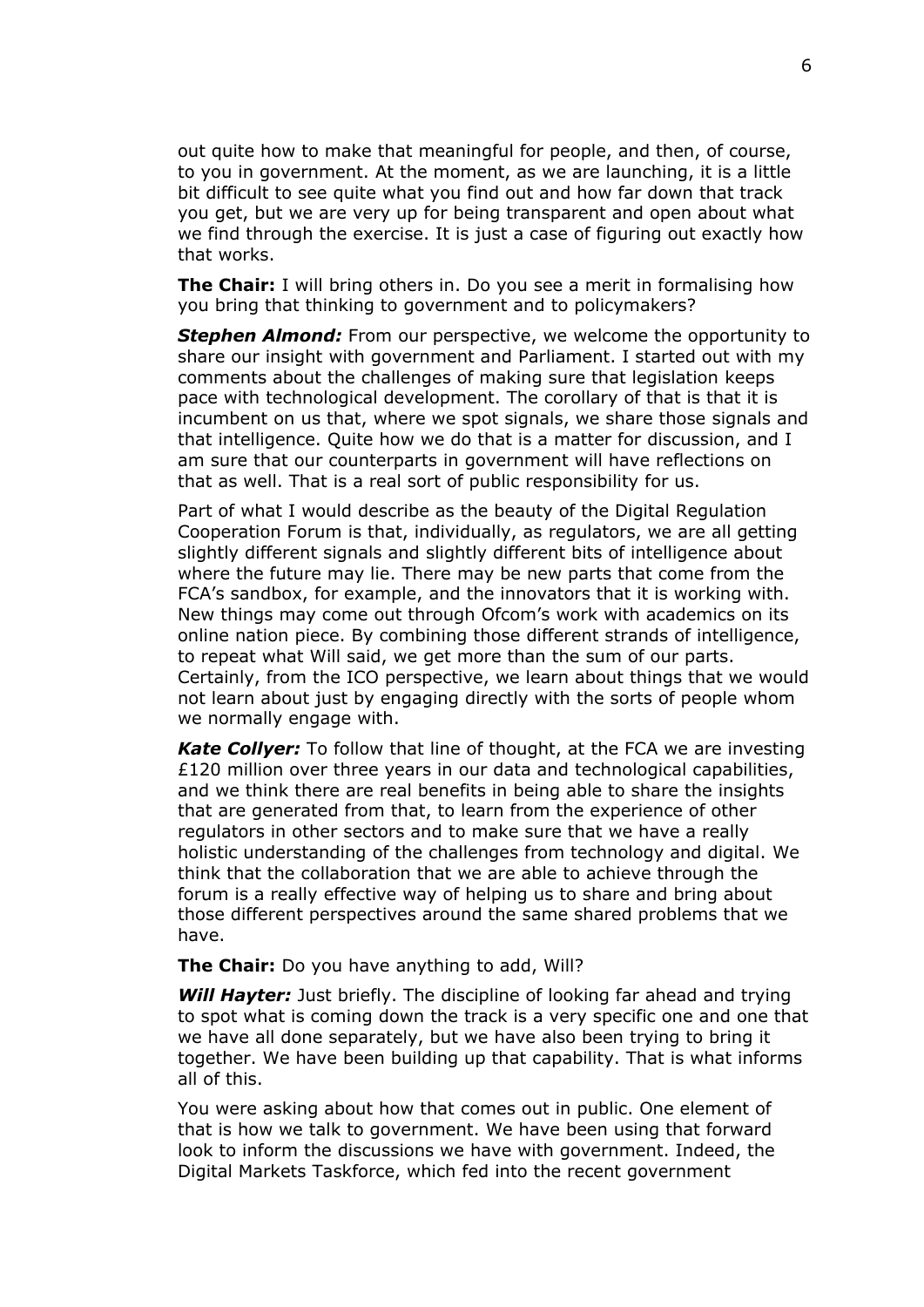out quite how to make that meaningful for people, and then, of course, to you in government. At the moment, as we are launching, it is a little bit difficult to see quite what you find out and how far down that track you get, but we are very up for being transparent and open about what we find through the exercise. It is just a case of figuring out exactly how that works.

**The Chair:** I will bring others in. Do you see a merit in formalising how you bring that thinking to government and to policymakers?

***Stephen Almond:*** From our perspective, we welcome the opportunity to share our insight with government and Parliament. I started out with my comments about the challenges of making sure that legislation keeps pace with technological development. The corollary of that is that it is incumbent on us that, where we spot signals, we share those signals and that intelligence. Quite how we do that is a matter for discussion, and I am sure that our counterparts in government will have reflections on that as well. That is a real sort of public responsibility for us.

Part of what I would describe as the beauty of the Digital Regulation Cooperation Forum is that, individually, as regulators, we are all getting slightly different signals and slightly different bits of intelligence about where the future may lie. There may be new parts that come from the FCA's sandbox, for example, and the innovators that it is working with. New things may come out through Ofcom's work with academics on its online nation piece. By combining those different strands of intelligence, to repeat what Will said, we get more than the sum of our parts. Certainly, from the ICO perspective, we learn about things that we would not learn about just by engaging directly with the sorts of people whom we normally engage with.

***Kate Collyer:*** To follow that line of thought, at the FCA we are investing £120 million over three years in our data and technological capabilities, and we think there are real benefits in being able to share the insights that are generated from that, to learn from the experience of other regulators in other sectors and to make sure that we have a really holistic understanding of the challenges from technology and digital. We think that the collaboration that we are able to achieve through the forum is a really effective way of helping us to share and bring about those different perspectives around the same shared problems that we have.

**The Chair:** Do you have anything to add, Will?

***Will Hayter:*** Just briefly. The discipline of looking far ahead and trying to spot what is coming down the track is a very specific one and one that we have all done separately, but we have also been trying to bring it together. We have been building up that capability. That is what informs all of this.

You were asking about how that comes out in public. One element of that is how we talk to government. We have been using that forward look to inform the discussions we have with government. Indeed, the Digital Markets Taskforce, which fed into the recent government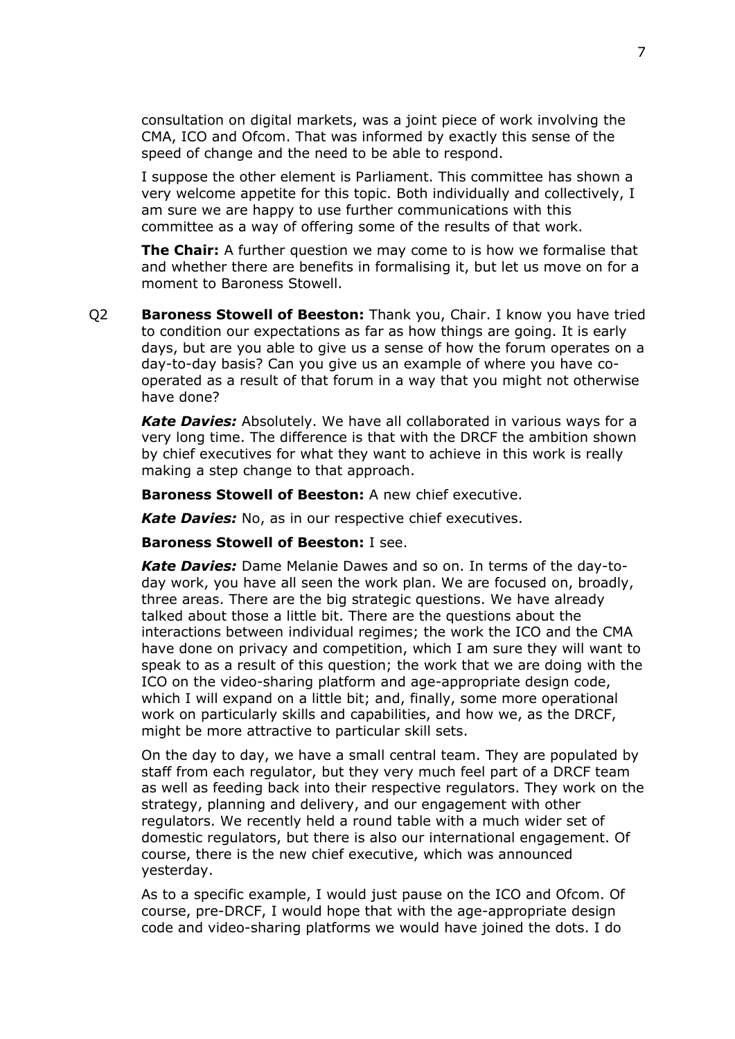consultation on digital markets, was a joint piece of work involving the CMA, ICO and Ofcom. That was informed by exactly this sense of the speed of change and the need to be able to respond.

I suppose the other element is Parliament. This committee has shown a very welcome appetite for this topic. Both individually and collectively, I am sure we are happy to use further communications with this committee as a way of offering some of the results of that work.

**The Chair:** A further question we may come to is how we formalise that and whether there are benefits in formalising it, but let us move on for a moment to Baroness Stowell.

Q2 **Baroness Stowell of Beeston:** Thank you, Chair. I know you have tried to condition our expectations as far as how things are going. It is early days, but are you able to give us a sense of how the forum operates on a day-to-day basis? Can you give us an example of where you have co-operated as a result of that forum in a way that you might not otherwise have done?

***Kate Davies:*** Absolutely. We have all collaborated in various ways for a very long time. The difference is that with the DRCF the ambition shown by chief executives for what they want to achieve in this work is really making a step change to that approach.

**Baroness Stowell of Beeston:** A new chief executive.

***Kate Davies:*** No, as in our respective chief executives.

**Baroness Stowell of Beeston:** I see.

***Kate Davies:*** Dame Melanie Dawes and so on. In terms of the day-to-day work, you have all seen the work plan. We are focused on, broadly, three areas. There are the big strategic questions. We have already talked about those a little bit. There are the questions about the interactions between individual regimes; the work the ICO and the CMA have done on privacy and competition, which I am sure they will want to speak to as a result of this question; the work that we are doing with the ICO on the video-sharing platform and age-appropriate design code, which I will expand on a little bit; and, finally, some more operational work on particularly skills and capabilities, and how we, as the DRCF, might be more attractive to particular skill sets.

On the day to day, we have a small central team. They are populated by staff from each regulator, but they very much feel part of a DRCF team as well as feeding back into their respective regulators. They work on the strategy, planning and delivery, and our engagement with other regulators. We recently held a round table with a much wider set of domestic regulators, but there is also our international engagement. Of course, there is the new chief executive, which was announced yesterday.

As to a specific example, I would just pause on the ICO and Ofcom. Of course, pre-DRCF, I would hope that with the age-appropriate design code and video-sharing platforms we would have joined the dots. I do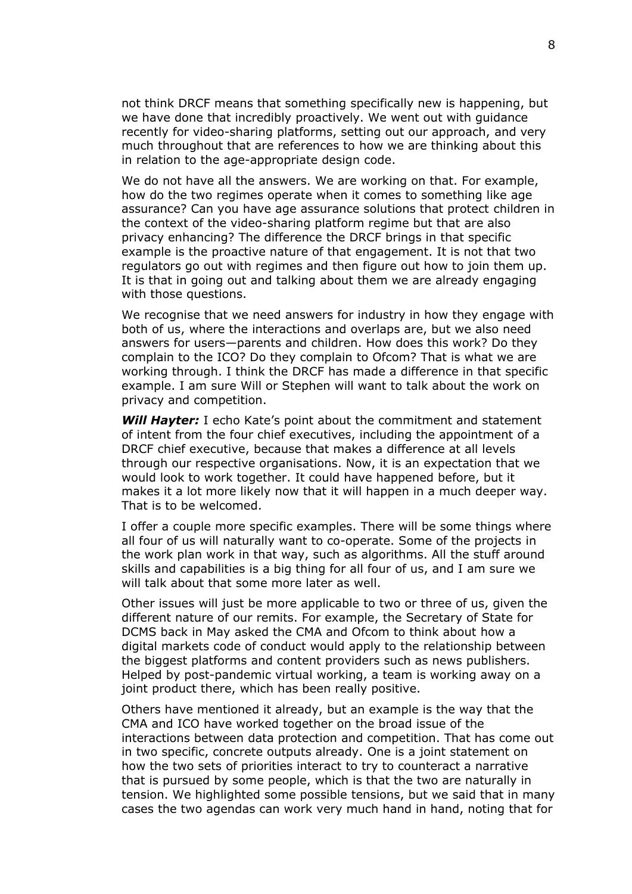not think DRCF means that something specifically new is happening, but we have done that incredibly proactively. We went out with guidance recently for video-sharing platforms, setting out our approach, and very much throughout that are references to how we are thinking about this in relation to the age-appropriate design code.

We do not have all the answers. We are working on that. For example, how do the two regimes operate when it comes to something like age assurance? Can you have age assurance solutions that protect children in the context of the video-sharing platform regime but that are also privacy enhancing? The difference the DRCF brings in that specific example is the proactive nature of that engagement. It is not that two regulators go out with regimes and then figure out how to join them up. It is that in going out and talking about them we are already engaging with those questions.

We recognise that we need answers for industry in how they engage with both of us, where the interactions and overlaps are, but we also need answers for users—parents and children. How does this work? Do they complain to the ICO? Do they complain to Ofcom? That is what we are working through. I think the DRCF has made a difference in that specific example. I am sure Will or Stephen will want to talk about the work on privacy and competition.

***Will Hayter:*** I echo Kate's point about the commitment and statement of intent from the four chief executives, including the appointment of a DRCF chief executive, because that makes a difference at all levels through our respective organisations. Now, it is an expectation that we would look to work together. It could have happened before, but it makes it a lot more likely now that it will happen in a much deeper way. That is to be welcomed.

I offer a couple more specific examples. There will be some things where all four of us will naturally want to co-operate. Some of the projects in the work plan work in that way, such as algorithms. All the stuff around skills and capabilities is a big thing for all four of us, and I am sure we will talk about that some more later as well.

Other issues will just be more applicable to two or three of us, given the different nature of our remits. For example, the Secretary of State for DCMS back in May asked the CMA and Ofcom to think about how a digital markets code of conduct would apply to the relationship between the biggest platforms and content providers such as news publishers. Helped by post-pandemic virtual working, a team is working away on a joint product there, which has been really positive.

Others have mentioned it already, but an example is the way that the CMA and ICO have worked together on the broad issue of the interactions between data protection and competition. That has come out in two specific, concrete outputs already. One is a joint statement on how the two sets of priorities interact to try to counteract a narrative that is pursued by some people, which is that the two are naturally in tension. We highlighted some possible tensions, but we said that in many cases the two agendas can work very much hand in hand, noting that for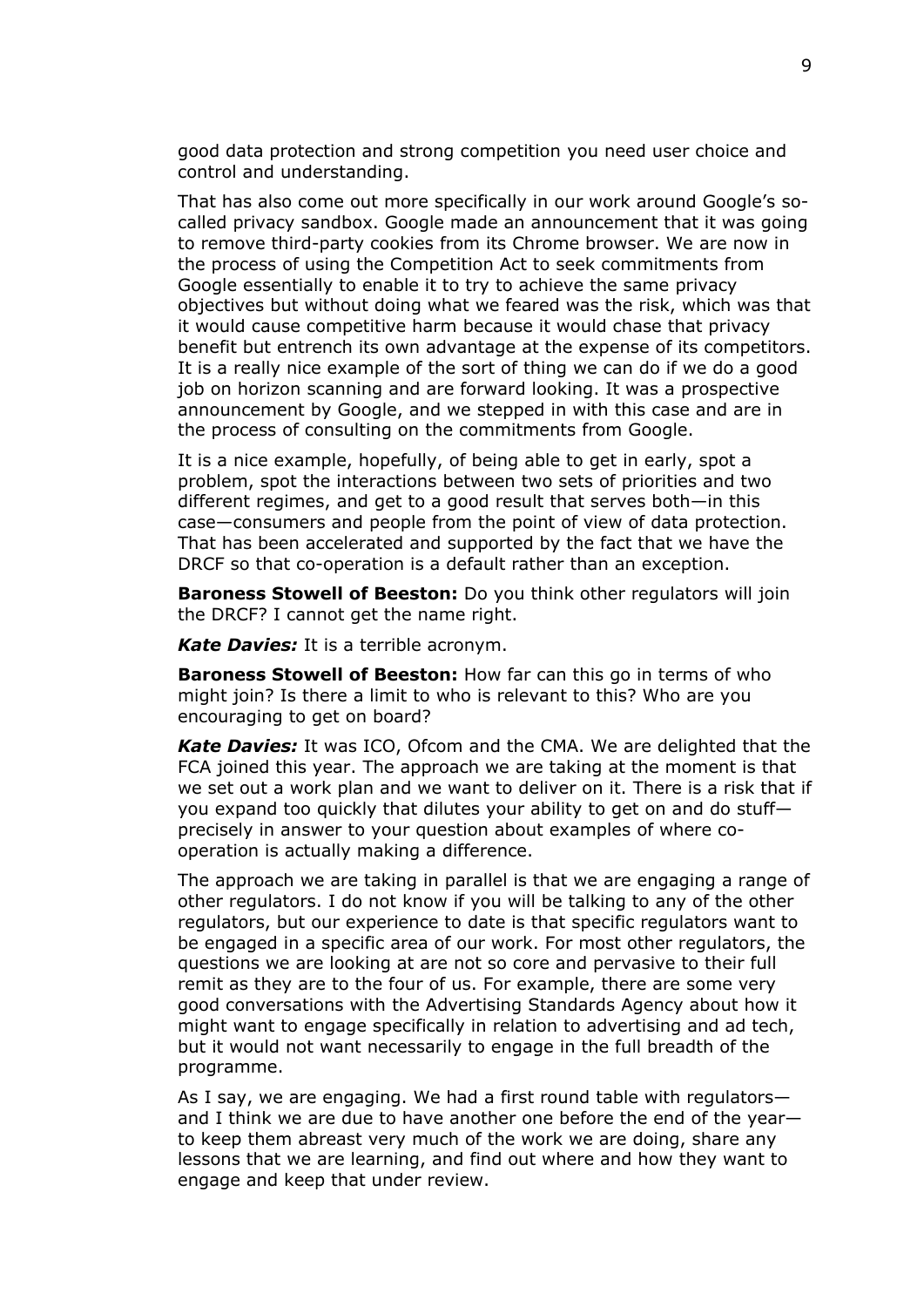good data protection and strong competition you need user choice and control and understanding.

That has also come out more specifically in our work around Google's so-called privacy sandbox. Google made an announcement that it was going to remove third-party cookies from its Chrome browser. We are now in the process of using the Competition Act to seek commitments from Google essentially to enable it to try to achieve the same privacy objectives but without doing what we feared was the risk, which was that it would cause competitive harm because it would chase that privacy benefit but entrench its own advantage at the expense of its competitors. It is a really nice example of the sort of thing we can do if we do a good job on horizon scanning and are forward looking. It was a prospective announcement by Google, and we stepped in with this case and are in the process of consulting on the commitments from Google.

It is a nice example, hopefully, of being able to get in early, spot a problem, spot the interactions between two sets of priorities and two different regimes, and get to a good result that serves both—in this case—consumers and people from the point of view of data protection. That has been accelerated and supported by the fact that we have the DRCF so that co-operation is a default rather than an exception.

**Baroness Stowell of Beeston:** Do you think other regulators will join the DRCF? I cannot get the name right.

***Kate Davies:*** It is a terrible acronym.

**Baroness Stowell of Beeston:** How far can this go in terms of who might join? Is there a limit to who is relevant to this? Who are you encouraging to get on board?

***Kate Davies:*** It was ICO, Ofcom and the CMA. We are delighted that the FCA joined this year. The approach we are taking at the moment is that we set out a work plan and we want to deliver on it. There is a risk that if you expand too quickly that dilutes your ability to get on and do stuff—precisely in answer to your question about examples of where co-operation is actually making a difference.

The approach we are taking in parallel is that we are engaging a range of other regulators. I do not know if you will be talking to any of the other regulators, but our experience to date is that specific regulators want to be engaged in a specific area of our work. For most other regulators, the questions we are looking at are not so core and pervasive to their full remit as they are to the four of us. For example, there are some very good conversations with the Advertising Standards Agency about how it might want to engage specifically in relation to advertising and ad tech, but it would not want necessarily to engage in the full breadth of the programme.

As I say, we are engaging. We had a first round table with regulators—and I think we are due to have another one before the end of the year—to keep them abreast very much of the work we are doing, share any lessons that we are learning, and find out where and how they want to engage and keep that under review.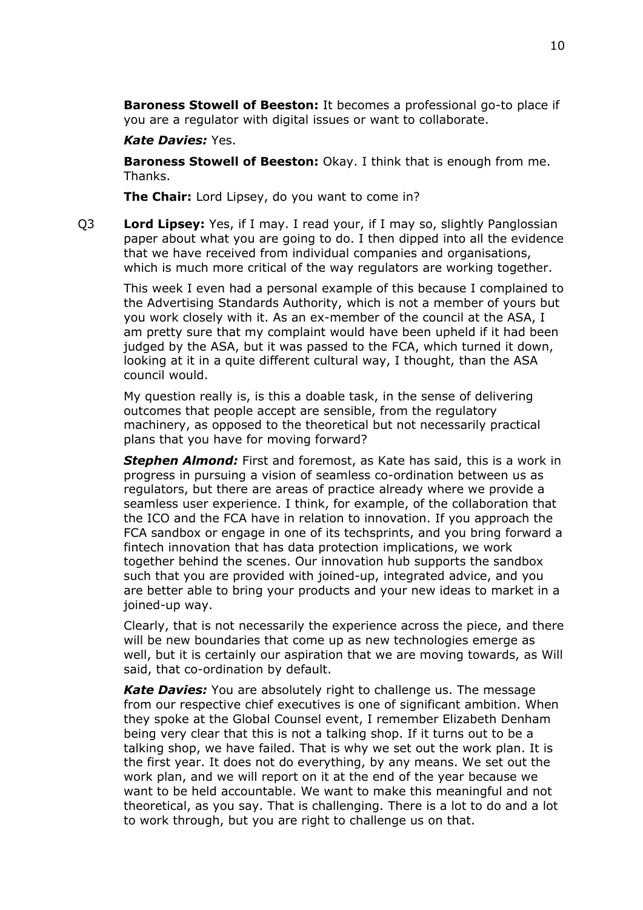**Baroness Stowell of Beeston:** It becomes a professional go-to place if you are a regulator with digital issues or want to collaborate.

***Kate Davies:*** Yes.

**Baroness Stowell of Beeston:** Okay. I think that is enough from me. Thanks.

**The Chair:** Lord Lipsey, do you want to come in?

Q3 **Lord Lipsey:** Yes, if I may. I read your, if I may so, slightly Panglossian paper about what you are going to do. I then dipped into all the evidence that we have received from individual companies and organisations, which is much more critical of the way regulators are working together.

This week I even had a personal example of this because I complained to the Advertising Standards Authority, which is not a member of yours but you work closely with it. As an ex-member of the council at the ASA, I am pretty sure that my complaint would have been upheld if it had been judged by the ASA, but it was passed to the FCA, which turned it down, looking at it in a quite different cultural way, I thought, than the ASA council would.

My question really is, is this a doable task, in the sense of delivering outcomes that people accept are sensible, from the regulatory machinery, as opposed to the theoretical but not necessarily practical plans that you have for moving forward?

***Stephen Almond:*** First and foremost, as Kate has said, this is a work in progress in pursuing a vision of seamless co-ordination between us as regulators, but there are areas of practice already where we provide a seamless user experience. I think, for example, of the collaboration that the ICO and the FCA have in relation to innovation. If you approach the FCA sandbox or engage in one of its techsprints, and you bring forward a fintech innovation that has data protection implications, we work together behind the scenes. Our innovation hub supports the sandbox such that you are provided with joined-up, integrated advice, and you are better able to bring your products and your new ideas to market in a joined-up way.

Clearly, that is not necessarily the experience across the piece, and there will be new boundaries that come up as new technologies emerge as well, but it is certainly our aspiration that we are moving towards, as Will said, that co-ordination by default.

***Kate Davies:*** You are absolutely right to challenge us. The message from our respective chief executives is one of significant ambition. When they spoke at the Global Counsel event, I remember Elizabeth Denham being very clear that this is not a talking shop. If it turns out to be a talking shop, we have failed. That is why we set out the work plan. It is the first year. It does not do everything, by any means. We set out the work plan, and we will report on it at the end of the year because we want to be held accountable. We want to make this meaningful and not theoretical, as you say. That is challenging. There is a lot to do and a lot to work through, but you are right to challenge us on that.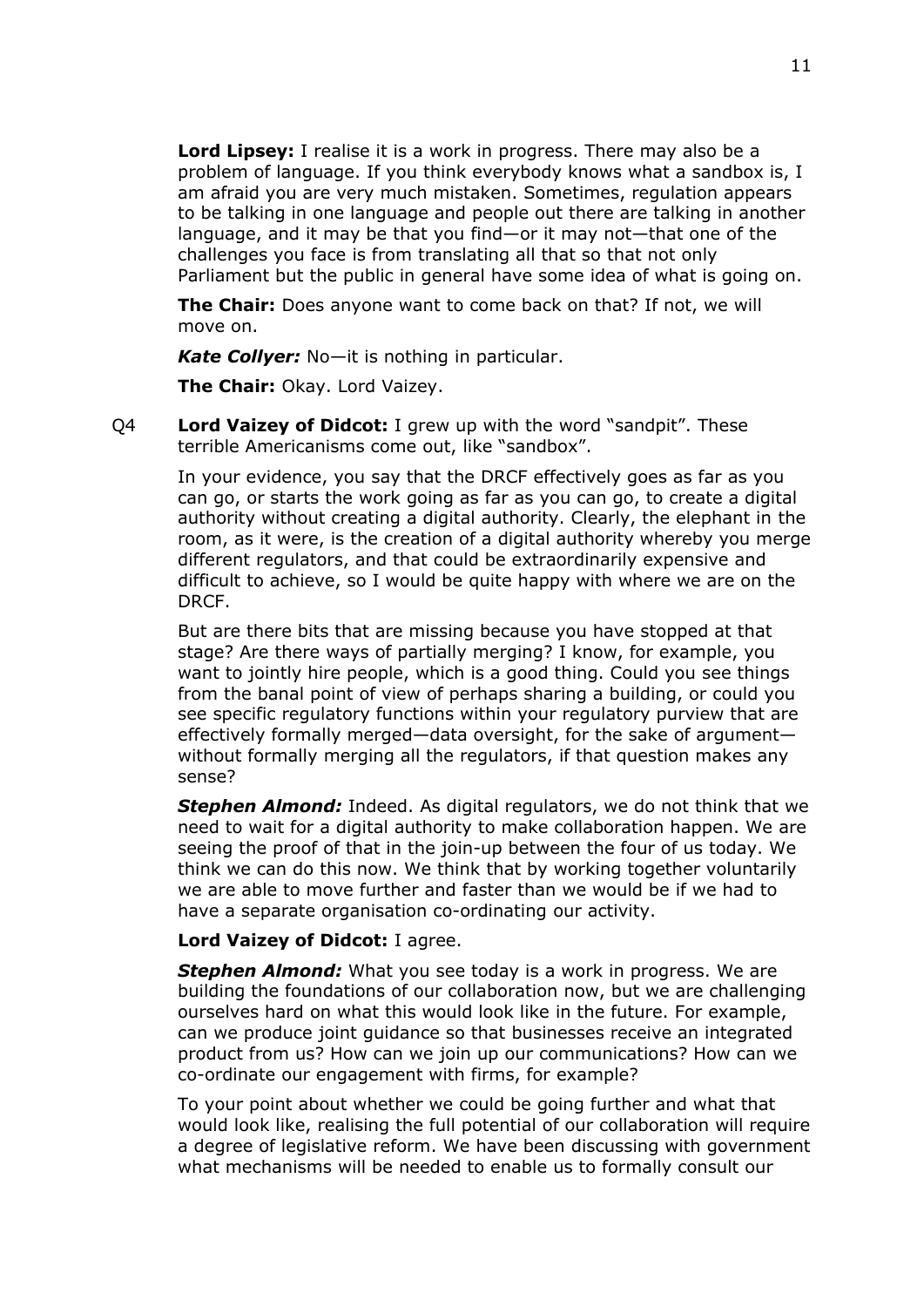**Lord Lipsey:** I realise it is a work in progress. There may also be a problem of language. If you think everybody knows what a sandbox is, I am afraid you are very much mistaken. Sometimes, regulation appears to be talking in one language and people out there are talking in another language, and it may be that you find—or it may not—that one of the challenges you face is from translating all that so that not only Parliament but the public in general have some idea of what is going on.

**The Chair:** Does anyone want to come back on that? If not, we will move on.

***Kate Collyer:*** No—it is nothing in particular.

**The Chair:** Okay. Lord Vaizey.

Q4 **Lord Vaizey of Didcot:** I grew up with the word "sandpit". These terrible Americanisms come out, like "sandbox".

In your evidence, you say that the DRCF effectively goes as far as you can go, or starts the work going as far as you can go, to create a digital authority without creating a digital authority. Clearly, the elephant in the room, as it were, is the creation of a digital authority whereby you merge different regulators, and that could be extraordinarily expensive and difficult to achieve, so I would be quite happy with where we are on the DRCF.

But are there bits that are missing because you have stopped at that stage? Are there ways of partially merging? I know, for example, you want to jointly hire people, which is a good thing. Could you see things from the banal point of view of perhaps sharing a building, or could you see specific regulatory functions within your regulatory purview that are effectively formally merged—data oversight, for the sake of argument—without formally merging all the regulators, if that question makes any sense?

***Stephen Almond:*** Indeed. As digital regulators, we do not think that we need to wait for a digital authority to make collaboration happen. We are seeing the proof of that in the join-up between the four of us today. We think we can do this now. We think that by working together voluntarily we are able to move further and faster than we would be if we had to have a separate organisation co-ordinating our activity.

**Lord Vaizey of Didcot:** I agree.

***Stephen Almond:*** What you see today is a work in progress. We are building the foundations of our collaboration now, but we are challenging ourselves hard on what this would look like in the future. For example, can we produce joint guidance so that businesses receive an integrated product from us? How can we join up our communications? How can we co-ordinate our engagement with firms, for example?

To your point about whether we could be going further and what that would look like, realising the full potential of our collaboration will require a degree of legislative reform. We have been discussing with government what mechanisms will be needed to enable us to formally consult our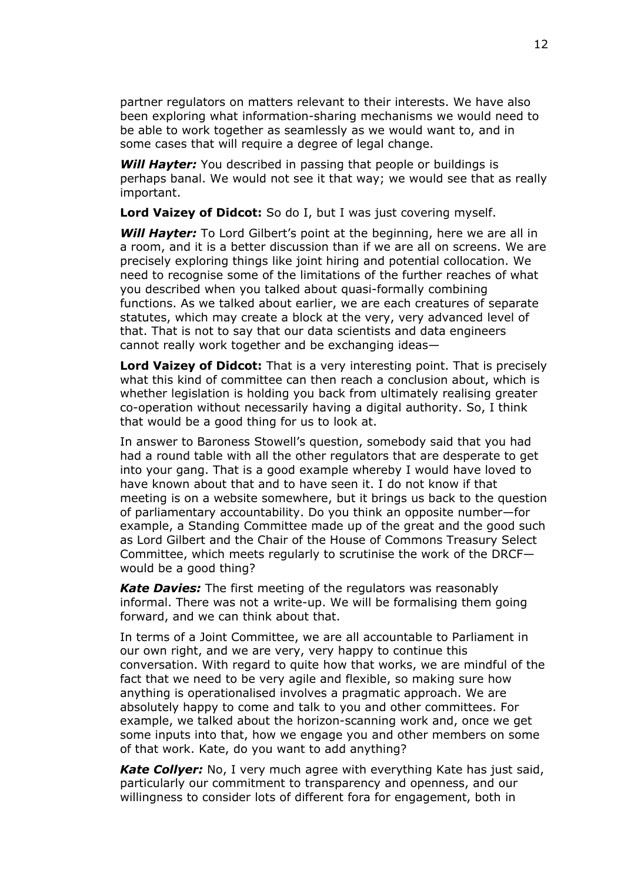partner regulators on matters relevant to their interests. We have also been exploring what information-sharing mechanisms we would need to be able to work together as seamlessly as we would want to, and in some cases that will require a degree of legal change.

***Will Hayter:*** You described in passing that people or buildings is perhaps banal. We would not see it that way; we would see that as really important.

**Lord Vaizey of Didcot:** So do I, but I was just covering myself.

***Will Hayter:*** To Lord Gilbert's point at the beginning, here we are all in a room, and it is a better discussion than if we are all on screens. We are precisely exploring things like joint hiring and potential collocation. We need to recognise some of the limitations of the further reaches of what you described when you talked about quasi-formally combining functions. As we talked about earlier, we are each creatures of separate statutes, which may create a block at the very, very advanced level of that. That is not to say that our data scientists and data engineers cannot really work together and be exchanging ideas—

**Lord Vaizey of Didcot:** That is a very interesting point. That is precisely what this kind of committee can then reach a conclusion about, which is whether legislation is holding you back from ultimately realising greater co-operation without necessarily having a digital authority. So, I think that would be a good thing for us to look at.

In answer to Baroness Stowell's question, somebody said that you had had a round table with all the other regulators that are desperate to get into your gang. That is a good example whereby I would have loved to have known about that and to have seen it. I do not know if that meeting is on a website somewhere, but it brings us back to the question of parliamentary accountability. Do you think an opposite number—for example, a Standing Committee made up of the great and the good such as Lord Gilbert and the Chair of the House of Commons Treasury Select Committee, which meets regularly to scrutinise the work of the DRCF—would be a good thing?

***Kate Davies:*** The first meeting of the regulators was reasonably informal. There was not a write-up. We will be formalising them going forward, and we can think about that.

In terms of a Joint Committee, we are all accountable to Parliament in our own right, and we are very, very happy to continue this conversation. With regard to quite how that works, we are mindful of the fact that we need to be very agile and flexible, so making sure how anything is operationalised involves a pragmatic approach. We are absolutely happy to come and talk to you and other committees. For example, we talked about the horizon-scanning work and, once we get some inputs into that, how we engage you and other members on some of that work. Kate, do you want to add anything?

***Kate Collyer:*** No, I very much agree with everything Kate has just said, particularly our commitment to transparency and openness, and our willingness to consider lots of different fora for engagement, both in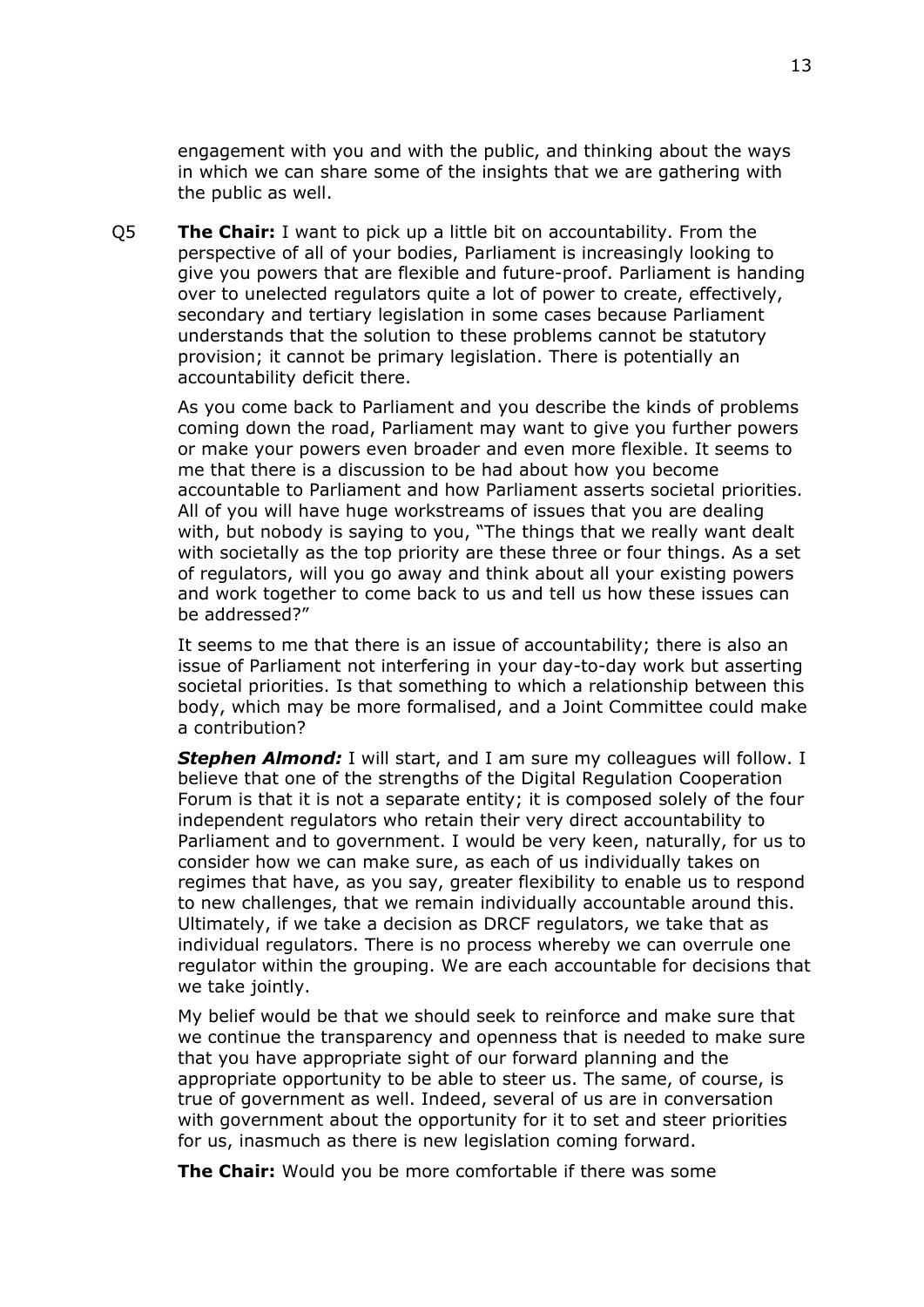engagement with you and with the public, and thinking about the ways in which we can share some of the insights that we are gathering with the public as well.

Q5 **The Chair:** I want to pick up a little bit on accountability. From the perspective of all of your bodies, Parliament is increasingly looking to give you powers that are flexible and future-proof. Parliament is handing over to unelected regulators quite a lot of power to create, effectively, secondary and tertiary legislation in some cases because Parliament understands that the solution to these problems cannot be statutory provision; it cannot be primary legislation. There is potentially an accountability deficit there.

As you come back to Parliament and you describe the kinds of problems coming down the road, Parliament may want to give you further powers or make your powers even broader and even more flexible. It seems to me that there is a discussion to be had about how you become accountable to Parliament and how Parliament asserts societal priorities. All of you will have huge workstreams of issues that you are dealing with, but nobody is saying to you, "The things that we really want dealt with societally as the top priority are these three or four things. As a set of regulators, will you go away and think about all your existing powers and work together to come back to us and tell us how these issues can be addressed?"

It seems to me that there is an issue of accountability; there is also an issue of Parliament not interfering in your day-to-day work but asserting societal priorities. Is that something to which a relationship between this body, which may be more formalised, and a Joint Committee could make a contribution?

***Stephen Almond:*** I will start, and I am sure my colleagues will follow. I believe that one of the strengths of the Digital Regulation Cooperation Forum is that it is not a separate entity; it is composed solely of the four independent regulators who retain their very direct accountability to Parliament and to government. I would be very keen, naturally, for us to consider how we can make sure, as each of us individually takes on regimes that have, as you say, greater flexibility to enable us to respond to new challenges, that we remain individually accountable around this. Ultimately, if we take a decision as DRCF regulators, we take that as individual regulators. There is no process whereby we can overrule one regulator within the grouping. We are each accountable for decisions that we take jointly.

My belief would be that we should seek to reinforce and make sure that we continue the transparency and openness that is needed to make sure that you have appropriate sight of our forward planning and the appropriate opportunity to be able to steer us. The same, of course, is true of government as well. Indeed, several of us are in conversation with government about the opportunity for it to set and steer priorities for us, inasmuch as there is new legislation coming forward.

**The Chair:** Would you be more comfortable if there was some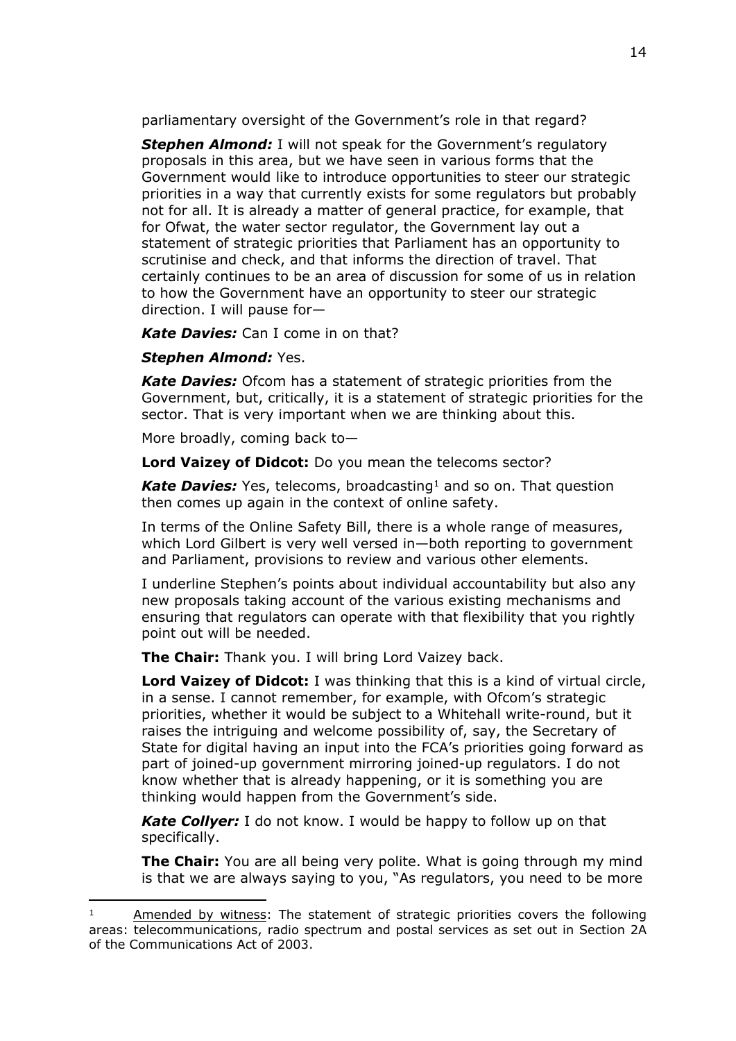parliamentary oversight of the Government's role in that regard?

***Stephen Almond:*** I will not speak for the Government's regulatory proposals in this area, but we have seen in various forms that the Government would like to introduce opportunities to steer our strategic priorities in a way that currently exists for some regulators but probably not for all. It is already a matter of general practice, for example, that for Ofwat, the water sector regulator, the Government lay out a statement of strategic priorities that Parliament has an opportunity to scrutinise and check, and that informs the direction of travel. That certainly continues to be an area of discussion for some of us in relation to how the Government have an opportunity to steer our strategic direction. I will pause for—

***Kate Davies:*** Can I come in on that?

***Stephen Almond:*** Yes.

***Kate Davies:*** Ofcom has a statement of strategic priorities from the Government, but, critically, it is a statement of strategic priorities for the sector. That is very important when we are thinking about this.

More broadly, coming back to—

**Lord Vaizey of Didcot:** Do you mean the telecoms sector?

***Kate Davies:*** Yes, telecoms, broadcasting[1] and so on. That question then comes up again in the context of online safety.

In terms of the Online Safety Bill, there is a whole range of measures, which Lord Gilbert is very well versed in—both reporting to government and Parliament, provisions to review and various other elements.

I underline Stephen's points about individual accountability but also any new proposals taking account of the various existing mechanisms and ensuring that regulators can operate with that flexibility that you rightly point out will be needed.

**The Chair:** Thank you. I will bring Lord Vaizey back.

**Lord Vaizey of Didcot:** I was thinking that this is a kind of virtual circle, in a sense. I cannot remember, for example, with Ofcom's strategic priorities, whether it would be subject to a Whitehall write-round, but it raises the intriguing and welcome possibility of, say, the Secretary of State for digital having an input into the FCA's priorities going forward as part of joined-up government mirroring joined-up regulators. I do not know whether that is already happening, or it is something you are thinking would happen from the Government's side.

***Kate Collyer:*** I do not know. I would be happy to follow up on that specifically.

**The Chair:** You are all being very polite. What is going through my mind is that we are always saying to you, "As regulators, you need to be more

---

[1] Amended by witness: The statement of strategic priorities covers the following areas: telecommunications, radio spectrum and postal services as set out in Section 2A of the Communications Act of 2003.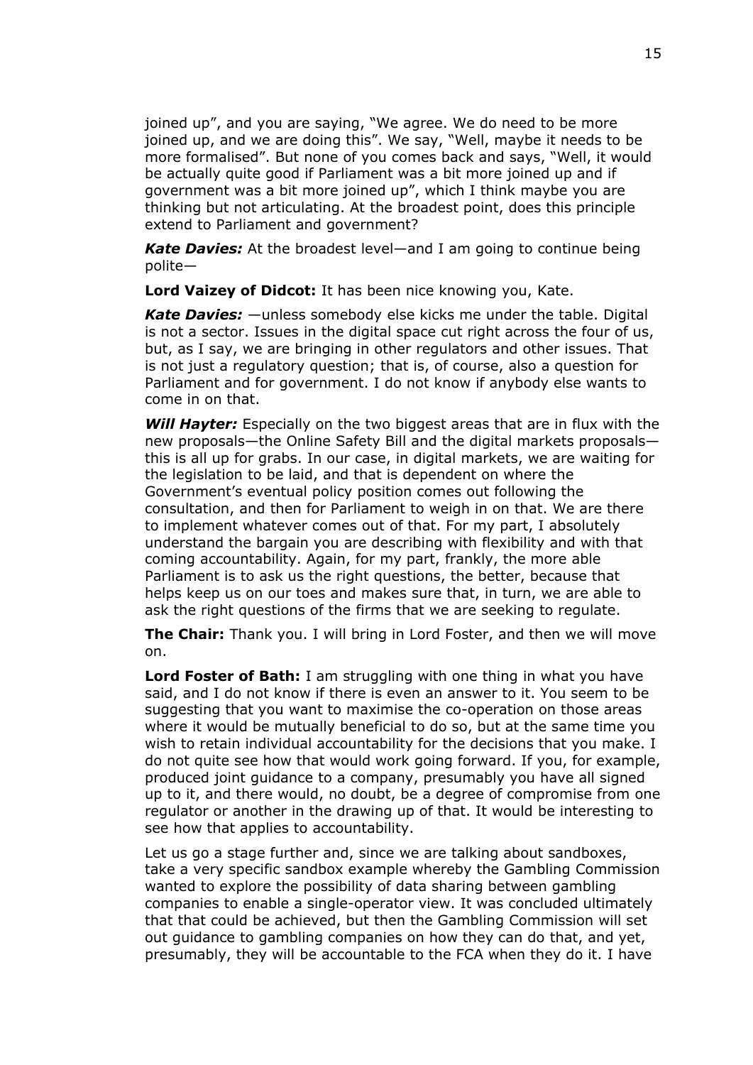joined up", and you are saying, "We agree. We do need to be more joined up, and we are doing this". We say, "Well, maybe it needs to be more formalised". But none of you comes back and says, "Well, it would be actually quite good if Parliament was a bit more joined up and if government was a bit more joined up", which I think maybe you are thinking but not articulating. At the broadest point, does this principle extend to Parliament and government?

***Kate Davies:*** At the broadest level—and I am going to continue being polite—

**Lord Vaizey of Didcot:** It has been nice knowing you, Kate.

***Kate Davies:*** —unless somebody else kicks me under the table. Digital is not a sector. Issues in the digital space cut right across the four of us, but, as I say, we are bringing in other regulators and other issues. That is not just a regulatory question; that is, of course, also a question for Parliament and for government. I do not know if anybody else wants to come in on that.

***Will Hayter:*** Especially on the two biggest areas that are in flux with the new proposals—the Online Safety Bill and the digital markets proposals—this is all up for grabs. In our case, in digital markets, we are waiting for the legislation to be laid, and that is dependent on where the Government's eventual policy position comes out following the consultation, and then for Parliament to weigh in on that. We are there to implement whatever comes out of that. For my part, I absolutely understand the bargain you are describing with flexibility and with that coming accountability. Again, for my part, frankly, the more able Parliament is to ask us the right questions, the better, because that helps keep us on our toes and makes sure that, in turn, we are able to ask the right questions of the firms that we are seeking to regulate.

**The Chair:** Thank you. I will bring in Lord Foster, and then we will move on.

**Lord Foster of Bath:** I am struggling with one thing in what you have said, and I do not know if there is even an answer to it. You seem to be suggesting that you want to maximise the co-operation on those areas where it would be mutually beneficial to do so, but at the same time you wish to retain individual accountability for the decisions that you make. I do not quite see how that would work going forward. If you, for example, produced joint guidance to a company, presumably you have all signed up to it, and there would, no doubt, be a degree of compromise from one regulator or another in the drawing up of that. It would be interesting to see how that applies to accountability.

Let us go a stage further and, since we are talking about sandboxes, take a very specific sandbox example whereby the Gambling Commission wanted to explore the possibility of data sharing between gambling companies to enable a single-operator view. It was concluded ultimately that that could be achieved, but then the Gambling Commission will set out guidance to gambling companies on how they can do that, and yet, presumably, they will be accountable to the FCA when they do it. I have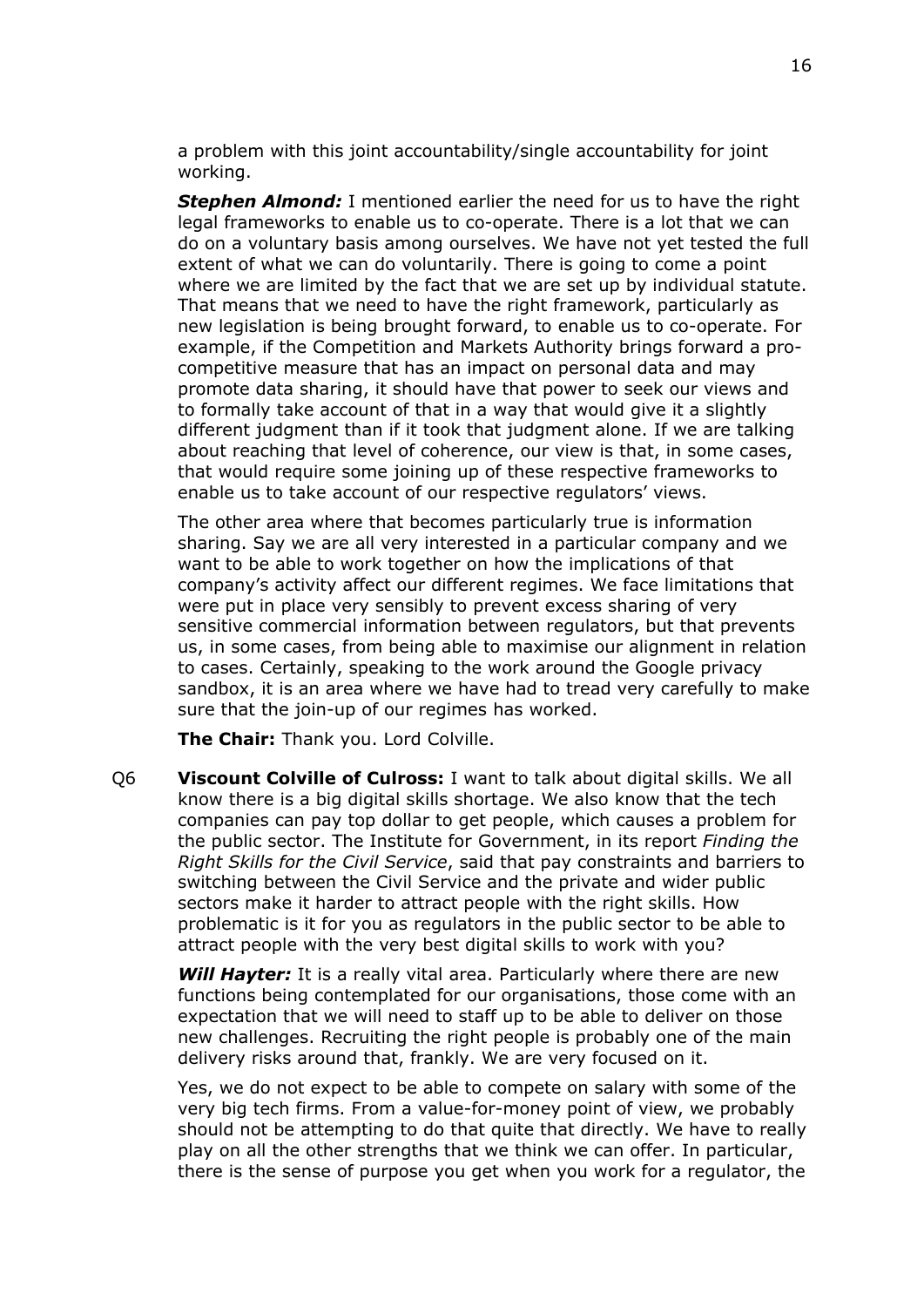a problem with this joint accountability/single accountability for joint working.

***Stephen Almond:*** I mentioned earlier the need for us to have the right legal frameworks to enable us to co-operate. There is a lot that we can do on a voluntary basis among ourselves. We have not yet tested the full extent of what we can do voluntarily. There is going to come a point where we are limited by the fact that we are set up by individual statute. That means that we need to have the right framework, particularly as new legislation is being brought forward, to enable us to co-operate. For example, if the Competition and Markets Authority brings forward a pro-competitive measure that has an impact on personal data and may promote data sharing, it should have that power to seek our views and to formally take account of that in a way that would give it a slightly different judgment than if it took that judgment alone. If we are talking about reaching that level of coherence, our view is that, in some cases, that would require some joining up of these respective frameworks to enable us to take account of our respective regulators' views.

The other area where that becomes particularly true is information sharing. Say we are all very interested in a particular company and we want to be able to work together on how the implications of that company's activity affect our different regimes. We face limitations that were put in place very sensibly to prevent excess sharing of very sensitive commercial information between regulators, but that prevents us, in some cases, from being able to maximise our alignment in relation to cases. Certainly, speaking to the work around the Google privacy sandbox, it is an area where we have had to tread very carefully to make sure that the join-up of our regimes has worked.

**The Chair:** Thank you. Lord Colville.

Q6 **Viscount Colville of Culross:** I want to talk about digital skills. We all know there is a big digital skills shortage. We also know that the tech companies can pay top dollar to get people, which causes a problem for the public sector. The Institute for Government, in its report *Finding the Right Skills for the Civil Service*, said that pay constraints and barriers to switching between the Civil Service and the private and wider public sectors make it harder to attract people with the right skills. How problematic is it for you as regulators in the public sector to be able to attract people with the very best digital skills to work with you?

***Will Hayter:*** It is a really vital area. Particularly where there are new functions being contemplated for our organisations, those come with an expectation that we will need to staff up to be able to deliver on those new challenges. Recruiting the right people is probably one of the main delivery risks around that, frankly. We are very focused on it.

Yes, we do not expect to be able to compete on salary with some of the very big tech firms. From a value-for-money point of view, we probably should not be attempting to do that quite that directly. We have to really play on all the other strengths that we think we can offer. In particular, there is the sense of purpose you get when you work for a regulator, the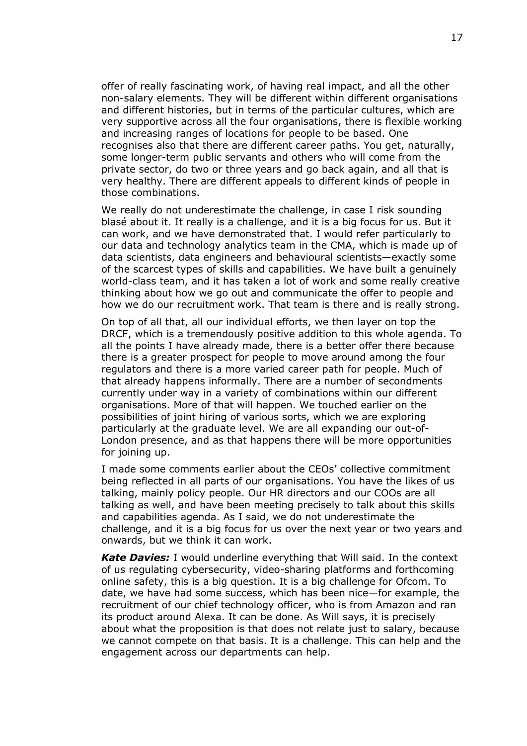offer of really fascinating work, of having real impact, and all the other non-salary elements. They will be different within different organisations and different histories, but in terms of the particular cultures, which are very supportive across all the four organisations, there is flexible working and increasing ranges of locations for people to be based. One recognises also that there are different career paths. You get, naturally, some longer-term public servants and others who will come from the private sector, do two or three years and go back again, and all that is very healthy. There are different appeals to different kinds of people in those combinations.

We really do not underestimate the challenge, in case I risk sounding blasé about it. It really is a challenge, and it is a big focus for us. But it can work, and we have demonstrated that. I would refer particularly to our data and technology analytics team in the CMA, which is made up of data scientists, data engineers and behavioural scientists—exactly some of the scarcest types of skills and capabilities. We have built a genuinely world-class team, and it has taken a lot of work and some really creative thinking about how we go out and communicate the offer to people and how we do our recruitment work. That team is there and is really strong.

On top of all that, all our individual efforts, we then layer on top the DRCF, which is a tremendously positive addition to this whole agenda. To all the points I have already made, there is a better offer there because there is a greater prospect for people to move around among the four regulators and there is a more varied career path for people. Much of that already happens informally. There are a number of secondments currently under way in a variety of combinations within our different organisations. More of that will happen. We touched earlier on the possibilities of joint hiring of various sorts, which we are exploring particularly at the graduate level. We are all expanding our out-of-London presence, and as that happens there will be more opportunities for joining up.

I made some comments earlier about the CEOs' collective commitment being reflected in all parts of our organisations. You have the likes of us talking, mainly policy people. Our HR directors and our COOs are all talking as well, and have been meeting precisely to talk about this skills and capabilities agenda. As I said, we do not underestimate the challenge, and it is a big focus for us over the next year or two years and onwards, but we think it can work.

***Kate Davies:*** I would underline everything that Will said. In the context of us regulating cybersecurity, video-sharing platforms and forthcoming online safety, this is a big question. It is a big challenge for Ofcom. To date, we have had some success, which has been nice—for example, the recruitment of our chief technology officer, who is from Amazon and ran its product around Alexa. It can be done. As Will says, it is precisely about what the proposition is that does not relate just to salary, because we cannot compete on that basis. It is a challenge. This can help and the engagement across our departments can help.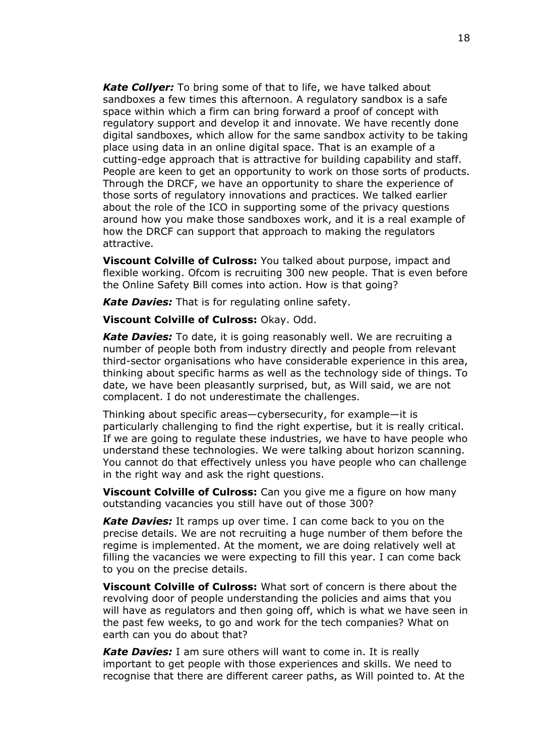***Kate Collyer:*** To bring some of that to life, we have talked about sandboxes a few times this afternoon. A regulatory sandbox is a safe space within which a firm can bring forward a proof of concept with regulatory support and develop it and innovate. We have recently done digital sandboxes, which allow for the same sandbox activity to be taking place using data in an online digital space. That is an example of a cutting-edge approach that is attractive for building capability and staff. People are keen to get an opportunity to work on those sorts of products. Through the DRCF, we have an opportunity to share the experience of those sorts of regulatory innovations and practices. We talked earlier about the role of the ICO in supporting some of the privacy questions around how you make those sandboxes work, and it is a real example of how the DRCF can support that approach to making the regulators attractive.

**Viscount Colville of Culross:** You talked about purpose, impact and flexible working. Ofcom is recruiting 300 new people. That is even before the Online Safety Bill comes into action. How is that going?

***Kate Davies:*** That is for regulating online safety.

**Viscount Colville of Culross:** Okay. Odd.

***Kate Davies:*** To date, it is going reasonably well. We are recruiting a number of people both from industry directly and people from relevant third-sector organisations who have considerable experience in this area, thinking about specific harms as well as the technology side of things. To date, we have been pleasantly surprised, but, as Will said, we are not complacent. I do not underestimate the challenges.

Thinking about specific areas—cybersecurity, for example—it is particularly challenging to find the right expertise, but it is really critical. If we are going to regulate these industries, we have to have people who understand these technologies. We were talking about horizon scanning. You cannot do that effectively unless you have people who can challenge in the right way and ask the right questions.

**Viscount Colville of Culross:** Can you give me a figure on how many outstanding vacancies you still have out of those 300?

***Kate Davies:*** It ramps up over time. I can come back to you on the precise details. We are not recruiting a huge number of them before the regime is implemented. At the moment, we are doing relatively well at filling the vacancies we were expecting to fill this year. I can come back to you on the precise details.

**Viscount Colville of Culross:** What sort of concern is there about the revolving door of people understanding the policies and aims that you will have as regulators and then going off, which is what we have seen in the past few weeks, to go and work for the tech companies? What on earth can you do about that?

***Kate Davies:*** I am sure others will want to come in. It is really important to get people with those experiences and skills. We need to recognise that there are different career paths, as Will pointed to. At the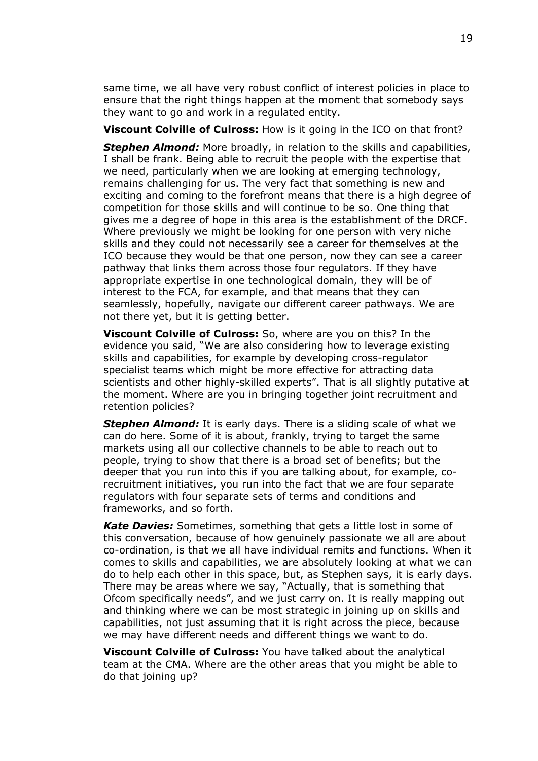same time, we all have very robust conflict of interest policies in place to ensure that the right things happen at the moment that somebody says they want to go and work in a regulated entity.

**Viscount Colville of Culross:** How is it going in the ICO on that front?

***Stephen Almond:*** More broadly, in relation to the skills and capabilities, I shall be frank. Being able to recruit the people with the expertise that we need, particularly when we are looking at emerging technology, remains challenging for us. The very fact that something is new and exciting and coming to the forefront means that there is a high degree of competition for those skills and will continue to be so. One thing that gives me a degree of hope in this area is the establishment of the DRCF. Where previously we might be looking for one person with very niche skills and they could not necessarily see a career for themselves at the ICO because they would be that one person, now they can see a career pathway that links them across those four regulators. If they have appropriate expertise in one technological domain, they will be of interest to the FCA, for example, and that means that they can seamlessly, hopefully, navigate our different career pathways. We are not there yet, but it is getting better.

**Viscount Colville of Culross:** So, where are you on this? In the evidence you said, "We are also considering how to leverage existing skills and capabilities, for example by developing cross-regulator specialist teams which might be more effective for attracting data scientists and other highly-skilled experts". That is all slightly putative at the moment. Where are you in bringing together joint recruitment and retention policies?

***Stephen Almond:*** It is early days. There is a sliding scale of what we can do here. Some of it is about, frankly, trying to target the same markets using all our collective channels to be able to reach out to people, trying to show that there is a broad set of benefits; but the deeper that you run into this if you are talking about, for example, co-recruitment initiatives, you run into the fact that we are four separate regulators with four separate sets of terms and conditions and frameworks, and so forth.

***Kate Davies:*** Sometimes, something that gets a little lost in some of this conversation, because of how genuinely passionate we all are about co-ordination, is that we all have individual remits and functions. When it comes to skills and capabilities, we are absolutely looking at what we can do to help each other in this space, but, as Stephen says, it is early days. There may be areas where we say, "Actually, that is something that Ofcom specifically needs", and we just carry on. It is really mapping out and thinking where we can be most strategic in joining up on skills and capabilities, not just assuming that it is right across the piece, because we may have different needs and different things we want to do.

**Viscount Colville of Culross:** You have talked about the analytical team at the CMA. Where are the other areas that you might be able to do that joining up?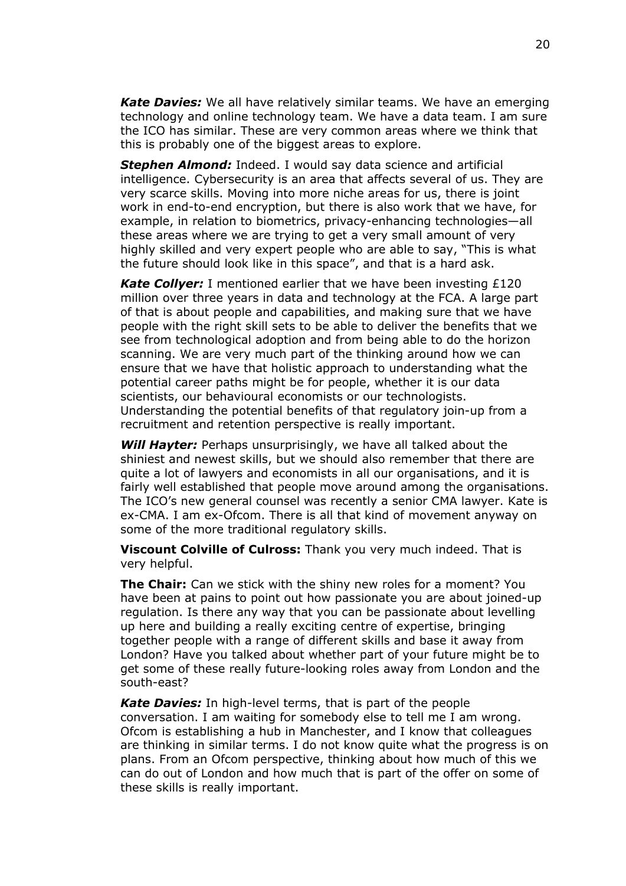***Kate Davies:*** We all have relatively similar teams. We have an emerging technology and online technology team. We have a data team. I am sure the ICO has similar. These are very common areas where we think that this is probably one of the biggest areas to explore.

***Stephen Almond:*** Indeed. I would say data science and artificial intelligence. Cybersecurity is an area that affects several of us. They are very scarce skills. Moving into more niche areas for us, there is joint work in end-to-end encryption, but there is also work that we have, for example, in relation to biometrics, privacy-enhancing technologies—all these areas where we are trying to get a very small amount of very highly skilled and very expert people who are able to say, "This is what the future should look like in this space", and that is a hard ask.

***Kate Collyer:*** I mentioned earlier that we have been investing £120 million over three years in data and technology at the FCA. A large part of that is about people and capabilities, and making sure that we have people with the right skill sets to be able to deliver the benefits that we see from technological adoption and from being able to do the horizon scanning. We are very much part of the thinking around how we can ensure that we have that holistic approach to understanding what the potential career paths might be for people, whether it is our data scientists, our behavioural economists or our technologists. Understanding the potential benefits of that regulatory join-up from a recruitment and retention perspective is really important.

***Will Hayter:*** Perhaps unsurprisingly, we have all talked about the shiniest and newest skills, but we should also remember that there are quite a lot of lawyers and economists in all our organisations, and it is fairly well established that people move around among the organisations. The ICO's new general counsel was recently a senior CMA lawyer. Kate is ex-CMA. I am ex-Ofcom. There is all that kind of movement anyway on some of the more traditional regulatory skills.

**Viscount Colville of Culross:** Thank you very much indeed. That is very helpful.

**The Chair:** Can we stick with the shiny new roles for a moment? You have been at pains to point out how passionate you are about joined-up regulation. Is there any way that you can be passionate about levelling up here and building a really exciting centre of expertise, bringing together people with a range of different skills and base it away from London? Have you talked about whether part of your future might be to get some of these really future-looking roles away from London and the south-east?

***Kate Davies:*** In high-level terms, that is part of the people conversation. I am waiting for somebody else to tell me I am wrong. Ofcom is establishing a hub in Manchester, and I know that colleagues are thinking in similar terms. I do not know quite what the progress is on plans. From an Ofcom perspective, thinking about how much of this we can do out of London and how much that is part of the offer on some of these skills is really important.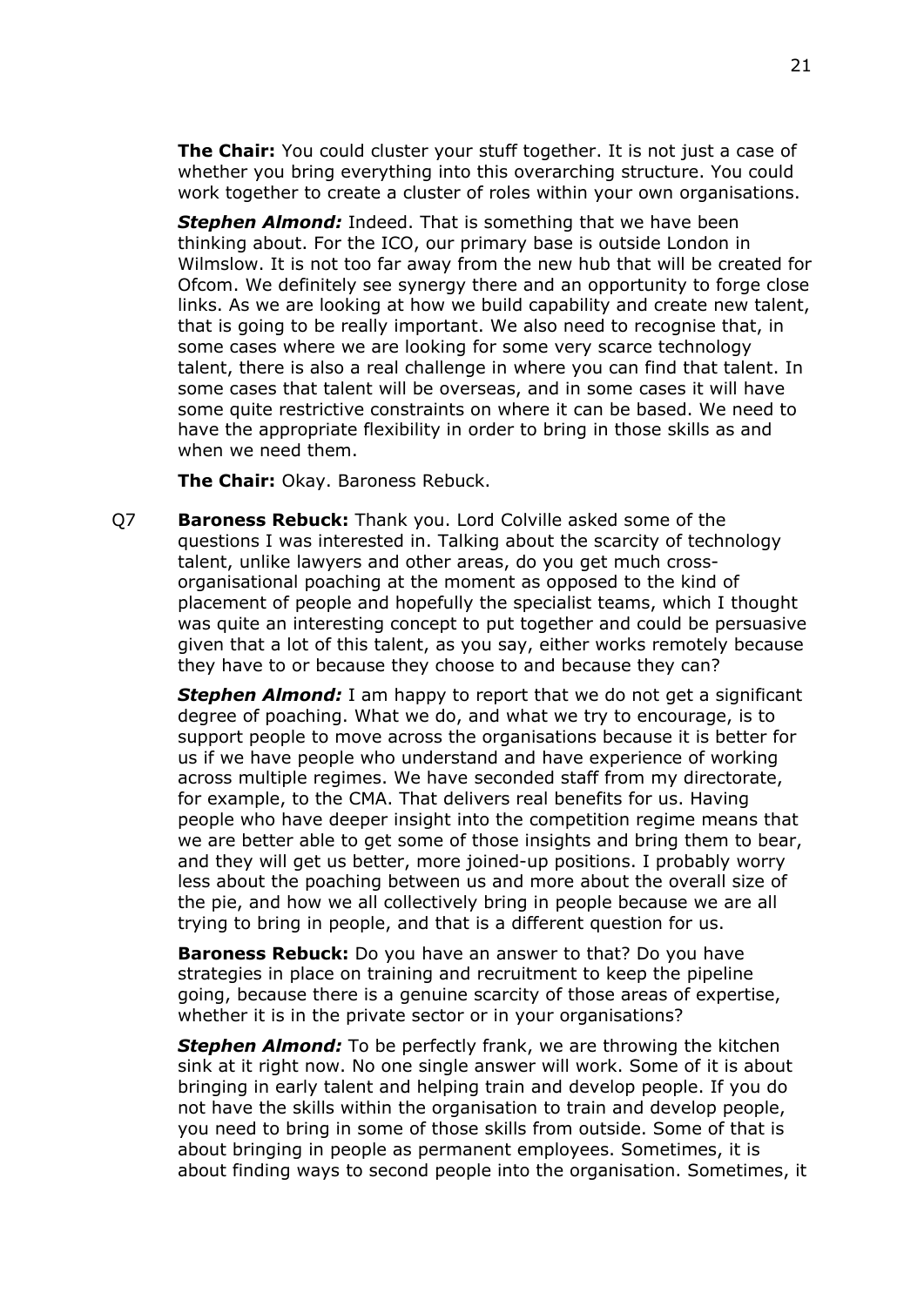**The Chair:** You could cluster your stuff together. It is not just a case of whether you bring everything into this overarching structure. You could work together to create a cluster of roles within your own organisations.

***Stephen Almond:*** Indeed. That is something that we have been thinking about. For the ICO, our primary base is outside London in Wilmslow. It is not too far away from the new hub that will be created for Ofcom. We definitely see synergy there and an opportunity to forge close links. As we are looking at how we build capability and create new talent, that is going to be really important. We also need to recognise that, in some cases where we are looking for some very scarce technology talent, there is also a real challenge in where you can find that talent. In some cases that talent will be overseas, and in some cases it will have some quite restrictive constraints on where it can be based. We need to have the appropriate flexibility in order to bring in those skills as and when we need them.

**The Chair:** Okay. Baroness Rebuck.

Q7 **Baroness Rebuck:** Thank you. Lord Colville asked some of the questions I was interested in. Talking about the scarcity of technology talent, unlike lawyers and other areas, do you get much cross-organisational poaching at the moment as opposed to the kind of placement of people and hopefully the specialist teams, which I thought was quite an interesting concept to put together and could be persuasive given that a lot of this talent, as you say, either works remotely because they have to or because they choose to and because they can?

***Stephen Almond:*** I am happy to report that we do not get a significant degree of poaching. What we do, and what we try to encourage, is to support people to move across the organisations because it is better for us if we have people who understand and have experience of working across multiple regimes. We have seconded staff from my directorate, for example, to the CMA. That delivers real benefits for us. Having people who have deeper insight into the competition regime means that we are better able to get some of those insights and bring them to bear, and they will get us better, more joined-up positions. I probably worry less about the poaching between us and more about the overall size of the pie, and how we all collectively bring in people because we are all trying to bring in people, and that is a different question for us.

**Baroness Rebuck:** Do you have an answer to that? Do you have strategies in place on training and recruitment to keep the pipeline going, because there is a genuine scarcity of those areas of expertise, whether it is in the private sector or in your organisations?

***Stephen Almond:*** To be perfectly frank, we are throwing the kitchen sink at it right now. No one single answer will work. Some of it is about bringing in early talent and helping train and develop people. If you do not have the skills within the organisation to train and develop people, you need to bring in some of those skills from outside. Some of that is about bringing in people as permanent employees. Sometimes, it is about finding ways to second people into the organisation. Sometimes, it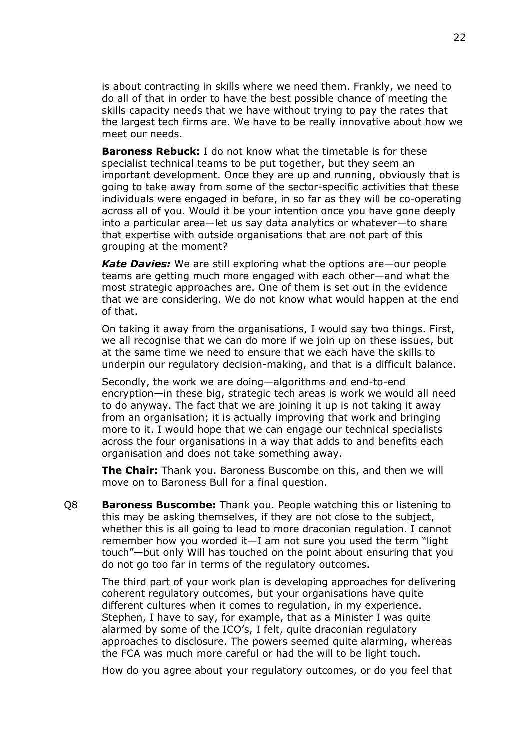is about contracting in skills where we need them. Frankly, we need to do all of that in order to have the best possible chance of meeting the skills capacity needs that we have without trying to pay the rates that the largest tech firms are. We have to be really innovative about how we meet our needs.

**Baroness Rebuck:** I do not know what the timetable is for these specialist technical teams to be put together, but they seem an important development. Once they are up and running, obviously that is going to take away from some of the sector-specific activities that these individuals were engaged in before, in so far as they will be co-operating across all of you. Would it be your intention once you have gone deeply into a particular area—let us say data analytics or whatever—to share that expertise with outside organisations that are not part of this grouping at the moment?

***Kate Davies:*** We are still exploring what the options are—our people teams are getting much more engaged with each other—and what the most strategic approaches are. One of them is set out in the evidence that we are considering. We do not know what would happen at the end of that.

On taking it away from the organisations, I would say two things. First, we all recognise that we can do more if we join up on these issues, but at the same time we need to ensure that we each have the skills to underpin our regulatory decision-making, and that is a difficult balance.

Secondly, the work we are doing—algorithms and end-to-end encryption—in these big, strategic tech areas is work we would all need to do anyway. The fact that we are joining it up is not taking it away from an organisation; it is actually improving that work and bringing more to it. I would hope that we can engage our technical specialists across the four organisations in a way that adds to and benefits each organisation and does not take something away.

**The Chair:** Thank you. Baroness Buscombe on this, and then we will move on to Baroness Bull for a final question.

Q8 **Baroness Buscombe:** Thank you. People watching this or listening to this may be asking themselves, if they are not close to the subject, whether this is all going to lead to more draconian regulation. I cannot remember how you worded it—I am not sure you used the term "light touch"—but only Will has touched on the point about ensuring that you do not go too far in terms of the regulatory outcomes.

The third part of your work plan is developing approaches for delivering coherent regulatory outcomes, but your organisations have quite different cultures when it comes to regulation, in my experience. Stephen, I have to say, for example, that as a Minister I was quite alarmed by some of the ICO's, I felt, quite draconian regulatory approaches to disclosure. The powers seemed quite alarming, whereas the FCA was much more careful or had the will to be light touch.

How do you agree about your regulatory outcomes, or do you feel that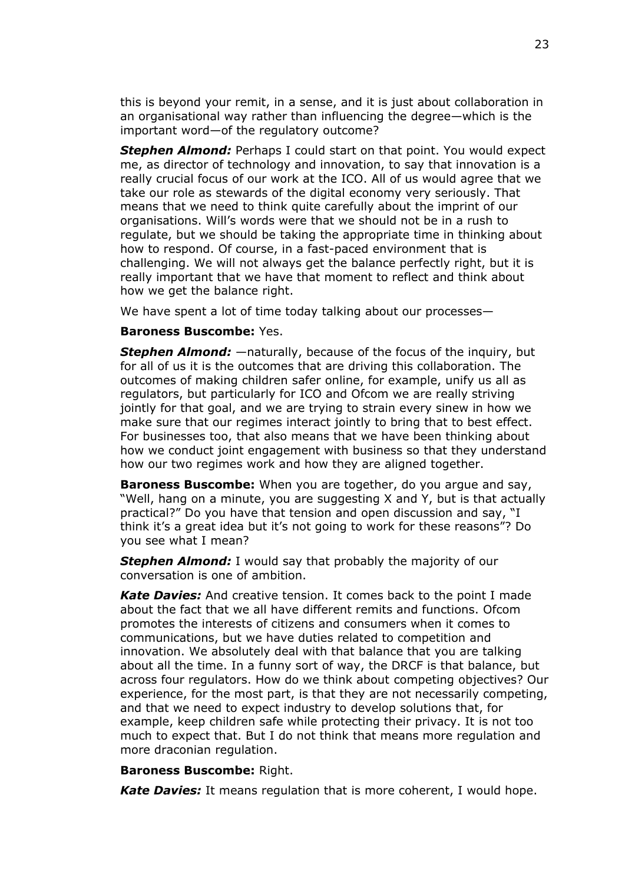this is beyond your remit, in a sense, and it is just about collaboration in an organisational way rather than influencing the degree—which is the important word—of the regulatory outcome?

***Stephen Almond:*** Perhaps I could start on that point. You would expect me, as director of technology and innovation, to say that innovation is a really crucial focus of our work at the ICO. All of us would agree that we take our role as stewards of the digital economy very seriously. That means that we need to think quite carefully about the imprint of our organisations. Will's words were that we should not be in a rush to regulate, but we should be taking the appropriate time in thinking about how to respond. Of course, in a fast-paced environment that is challenging. We will not always get the balance perfectly right, but it is really important that we have that moment to reflect and think about how we get the balance right.

We have spent a lot of time today talking about our processes—

**Baroness Buscombe:** Yes.

***Stephen Almond:*** —naturally, because of the focus of the inquiry, but for all of us it is the outcomes that are driving this collaboration. The outcomes of making children safer online, for example, unify us all as regulators, but particularly for ICO and Ofcom we are really striving jointly for that goal, and we are trying to strain every sinew in how we make sure that our regimes interact jointly to bring that to best effect. For businesses too, that also means that we have been thinking about how we conduct joint engagement with business so that they understand how our two regimes work and how they are aligned together.

**Baroness Buscombe:** When you are together, do you argue and say, "Well, hang on a minute, you are suggesting X and Y, but is that actually practical?" Do you have that tension and open discussion and say, "I think it's a great idea but it's not going to work for these reasons"? Do you see what I mean?

***Stephen Almond:*** I would say that probably the majority of our conversation is one of ambition.

***Kate Davies:*** And creative tension. It comes back to the point I made about the fact that we all have different remits and functions. Ofcom promotes the interests of citizens and consumers when it comes to communications, but we have duties related to competition and innovation. We absolutely deal with that balance that you are talking about all the time. In a funny sort of way, the DRCF is that balance, but across four regulators. How do we think about competing objectives? Our experience, for the most part, is that they are not necessarily competing, and that we need to expect industry to develop solutions that, for example, keep children safe while protecting their privacy. It is not too much to expect that. But I do not think that means more regulation and more draconian regulation.

**Baroness Buscombe:** Right.

***Kate Davies:*** It means regulation that is more coherent, I would hope.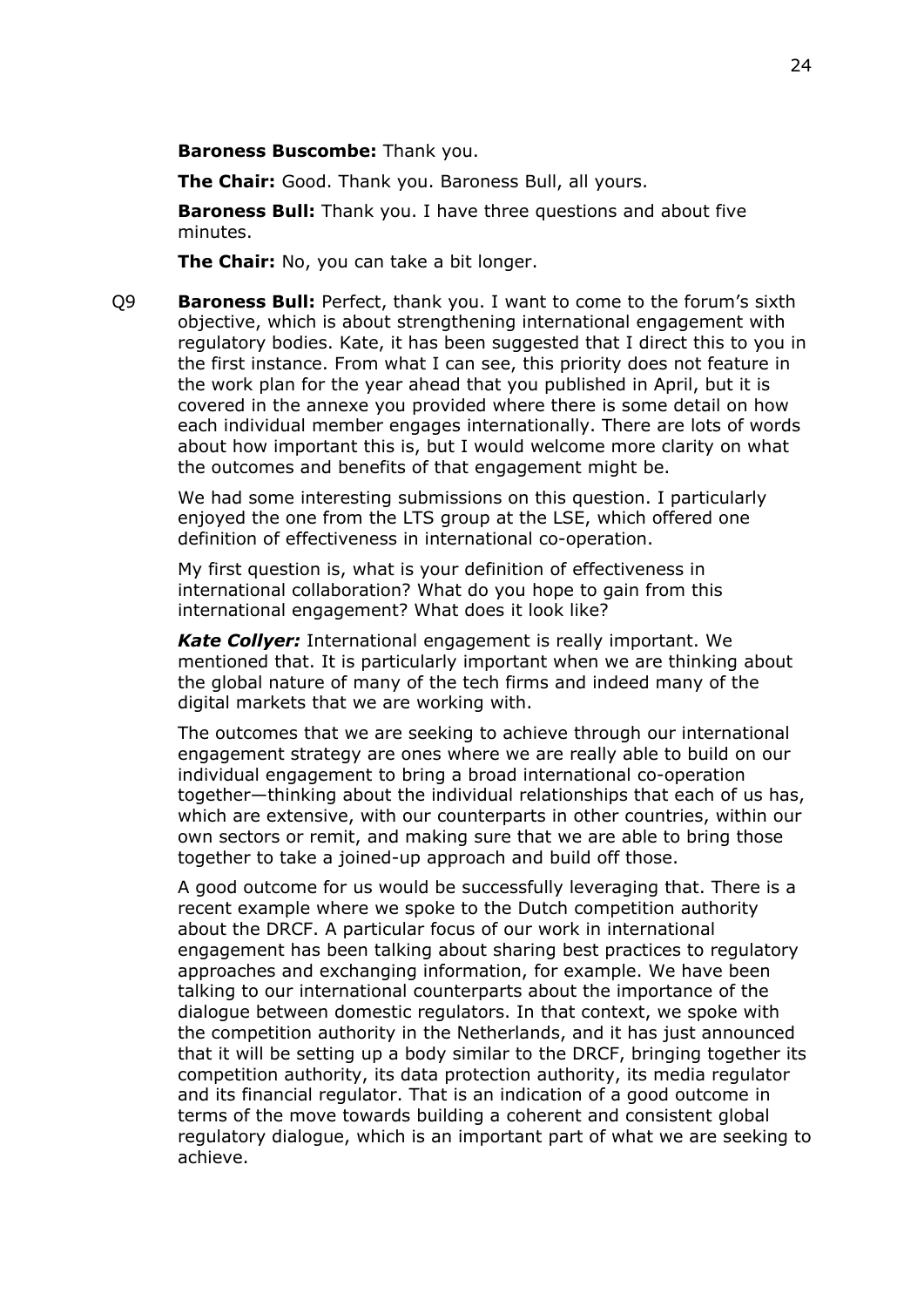**Baroness Buscombe:** Thank you.

**The Chair:** Good. Thank you. Baroness Bull, all yours.

**Baroness Bull:** Thank you. I have three questions and about five minutes.

**The Chair:** No, you can take a bit longer.

Q9 **Baroness Bull:** Perfect, thank you. I want to come to the forum's sixth objective, which is about strengthening international engagement with regulatory bodies. Kate, it has been suggested that I direct this to you in the first instance. From what I can see, this priority does not feature in the work plan for the year ahead that you published in April, but it is covered in the annexe you provided where there is some detail on how each individual member engages internationally. There are lots of words about how important this is, but I would welcome more clarity on what the outcomes and benefits of that engagement might be.

We had some interesting submissions on this question. I particularly enjoyed the one from the LTS group at the LSE, which offered one definition of effectiveness in international co-operation.

My first question is, what is your definition of effectiveness in international collaboration? What do you hope to gain from this international engagement? What does it look like?

***Kate Collyer:*** International engagement is really important. We mentioned that. It is particularly important when we are thinking about the global nature of many of the tech firms and indeed many of the digital markets that we are working with.

The outcomes that we are seeking to achieve through our international engagement strategy are ones where we are really able to build on our individual engagement to bring a broad international co-operation together—thinking about the individual relationships that each of us has, which are extensive, with our counterparts in other countries, within our own sectors or remit, and making sure that we are able to bring those together to take a joined-up approach and build off those.

A good outcome for us would be successfully leveraging that. There is a recent example where we spoke to the Dutch competition authority about the DRCF. A particular focus of our work in international engagement has been talking about sharing best practices to regulatory approaches and exchanging information, for example. We have been talking to our international counterparts about the importance of the dialogue between domestic regulators. In that context, we spoke with the competition authority in the Netherlands, and it has just announced that it will be setting up a body similar to the DRCF, bringing together its competition authority, its data protection authority, its media regulator and its financial regulator. That is an indication of a good outcome in terms of the move towards building a coherent and consistent global regulatory dialogue, which is an important part of what we are seeking to achieve.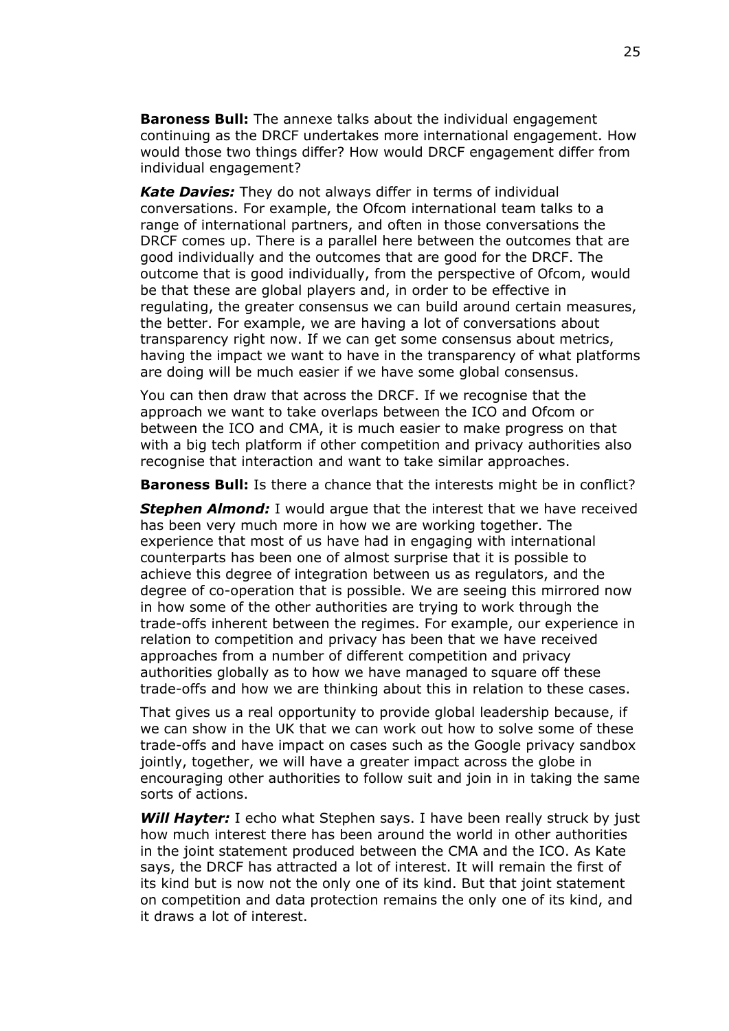**Baroness Bull:** The annexe talks about the individual engagement continuing as the DRCF undertakes more international engagement. How would those two things differ? How would DRCF engagement differ from individual engagement?

***Kate Davies:*** They do not always differ in terms of individual conversations. For example, the Ofcom international team talks to a range of international partners, and often in those conversations the DRCF comes up. There is a parallel here between the outcomes that are good individually and the outcomes that are good for the DRCF. The outcome that is good individually, from the perspective of Ofcom, would be that these are global players and, in order to be effective in regulating, the greater consensus we can build around certain measures, the better. For example, we are having a lot of conversations about transparency right now. If we can get some consensus about metrics, having the impact we want to have in the transparency of what platforms are doing will be much easier if we have some global consensus.

You can then draw that across the DRCF. If we recognise that the approach we want to take overlaps between the ICO and Ofcom or between the ICO and CMA, it is much easier to make progress on that with a big tech platform if other competition and privacy authorities also recognise that interaction and want to take similar approaches.

**Baroness Bull:** Is there a chance that the interests might be in conflict?

***Stephen Almond:*** I would argue that the interest that we have received has been very much more in how we are working together. The experience that most of us have had in engaging with international counterparts has been one of almost surprise that it is possible to achieve this degree of integration between us as regulators, and the degree of co-operation that is possible. We are seeing this mirrored now in how some of the other authorities are trying to work through the trade-offs inherent between the regimes. For example, our experience in relation to competition and privacy has been that we have received approaches from a number of different competition and privacy authorities globally as to how we have managed to square off these trade-offs and how we are thinking about this in relation to these cases.

That gives us a real opportunity to provide global leadership because, if we can show in the UK that we can work out how to solve some of these trade-offs and have impact on cases such as the Google privacy sandbox jointly, together, we will have a greater impact across the globe in encouraging other authorities to follow suit and join in in taking the same sorts of actions.

***Will Hayter:*** I echo what Stephen says. I have been really struck by just how much interest there has been around the world in other authorities in the joint statement produced between the CMA and the ICO. As Kate says, the DRCF has attracted a lot of interest. It will remain the first of its kind but is now not the only one of its kind. But that joint statement on competition and data protection remains the only one of its kind, and it draws a lot of interest.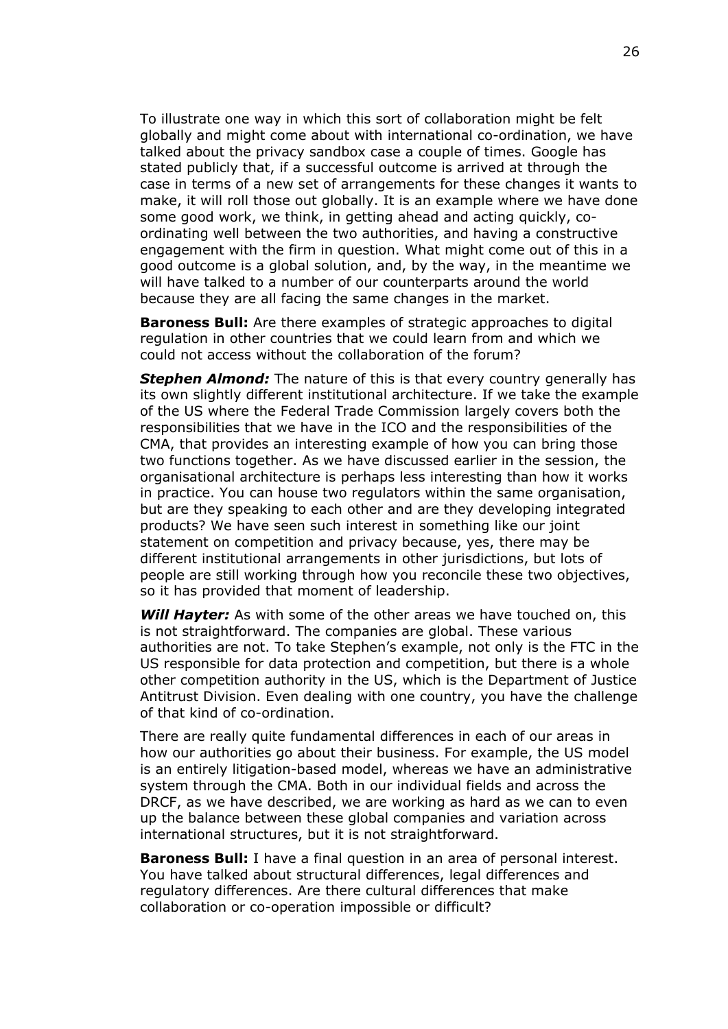To illustrate one way in which this sort of collaboration might be felt globally and might come about with international co-ordination, we have talked about the privacy sandbox case a couple of times. Google has stated publicly that, if a successful outcome is arrived at through the case in terms of a new set of arrangements for these changes it wants to make, it will roll those out globally. It is an example where we have done some good work, we think, in getting ahead and acting quickly, co-ordinating well between the two authorities, and having a constructive engagement with the firm in question. What might come out of this in a good outcome is a global solution, and, by the way, in the meantime we will have talked to a number of our counterparts around the world because they are all facing the same changes in the market.

**Baroness Bull:** Are there examples of strategic approaches to digital regulation in other countries that we could learn from and which we could not access without the collaboration of the forum?

***Stephen Almond:*** The nature of this is that every country generally has its own slightly different institutional architecture. If we take the example of the US where the Federal Trade Commission largely covers both the responsibilities that we have in the ICO and the responsibilities of the CMA, that provides an interesting example of how you can bring those two functions together. As we have discussed earlier in the session, the organisational architecture is perhaps less interesting than how it works in practice. You can house two regulators within the same organisation, but are they speaking to each other and are they developing integrated products? We have seen such interest in something like our joint statement on competition and privacy because, yes, there may be different institutional arrangements in other jurisdictions, but lots of people are still working through how you reconcile these two objectives, so it has provided that moment of leadership.

***Will Hayter:*** As with some of the other areas we have touched on, this is not straightforward. The companies are global. These various authorities are not. To take Stephen's example, not only is the FTC in the US responsible for data protection and competition, but there is a whole other competition authority in the US, which is the Department of Justice Antitrust Division. Even dealing with one country, you have the challenge of that kind of co-ordination.

There are really quite fundamental differences in each of our areas in how our authorities go about their business. For example, the US model is an entirely litigation-based model, whereas we have an administrative system through the CMA. Both in our individual fields and across the DRCF, as we have described, we are working as hard as we can to even up the balance between these global companies and variation across international structures, but it is not straightforward.

**Baroness Bull:** I have a final question in an area of personal interest. You have talked about structural differences, legal differences and regulatory differences. Are there cultural differences that make collaboration or co-operation impossible or difficult?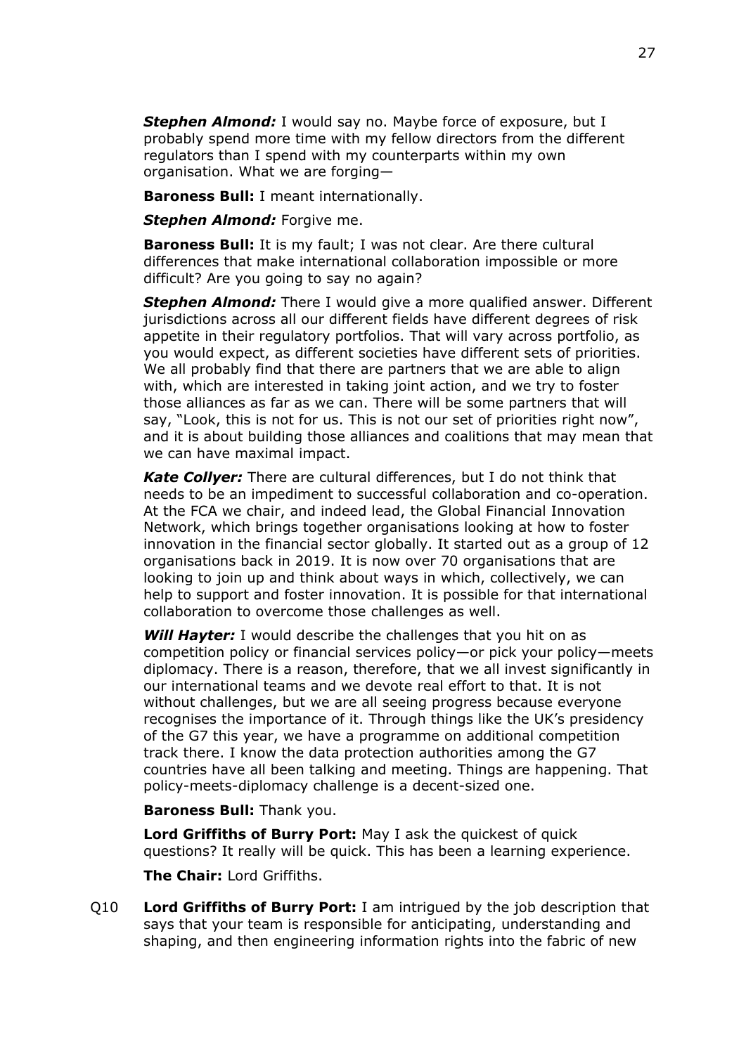***Stephen Almond:*** I would say no. Maybe force of exposure, but I probably spend more time with my fellow directors from the different regulators than I spend with my counterparts within my own organisation. What we are forging—

**Baroness Bull:** I meant internationally.

***Stephen Almond:*** Forgive me.

**Baroness Bull:** It is my fault; I was not clear. Are there cultural differences that make international collaboration impossible or more difficult? Are you going to say no again?

***Stephen Almond:*** There I would give a more qualified answer. Different jurisdictions across all our different fields have different degrees of risk appetite in their regulatory portfolios. That will vary across portfolio, as you would expect, as different societies have different sets of priorities. We all probably find that there are partners that we are able to align with, which are interested in taking joint action, and we try to foster those alliances as far as we can. There will be some partners that will say, "Look, this is not for us. This is not our set of priorities right now", and it is about building those alliances and coalitions that may mean that we can have maximal impact.

***Kate Collyer:*** There are cultural differences, but I do not think that needs to be an impediment to successful collaboration and co-operation. At the FCA we chair, and indeed lead, the Global Financial Innovation Network, which brings together organisations looking at how to foster innovation in the financial sector globally. It started out as a group of 12 organisations back in 2019. It is now over 70 organisations that are looking to join up and think about ways in which, collectively, we can help to support and foster innovation. It is possible for that international collaboration to overcome those challenges as well.

***Will Hayter:*** I would describe the challenges that you hit on as competition policy or financial services policy—or pick your policy—meets diplomacy. There is a reason, therefore, that we all invest significantly in our international teams and we devote real effort to that. It is not without challenges, but we are all seeing progress because everyone recognises the importance of it. Through things like the UK's presidency of the G7 this year, we have a programme on additional competition track there. I know the data protection authorities among the G7 countries have all been talking and meeting. Things are happening. That policy-meets-diplomacy challenge is a decent-sized one.

**Baroness Bull:** Thank you.

**Lord Griffiths of Burry Port:** May I ask the quickest of quick questions? It really will be quick. This has been a learning experience.

**The Chair:** Lord Griffiths.

Q10 **Lord Griffiths of Burry Port:** I am intrigued by the job description that says that your team is responsible for anticipating, understanding and shaping, and then engineering information rights into the fabric of new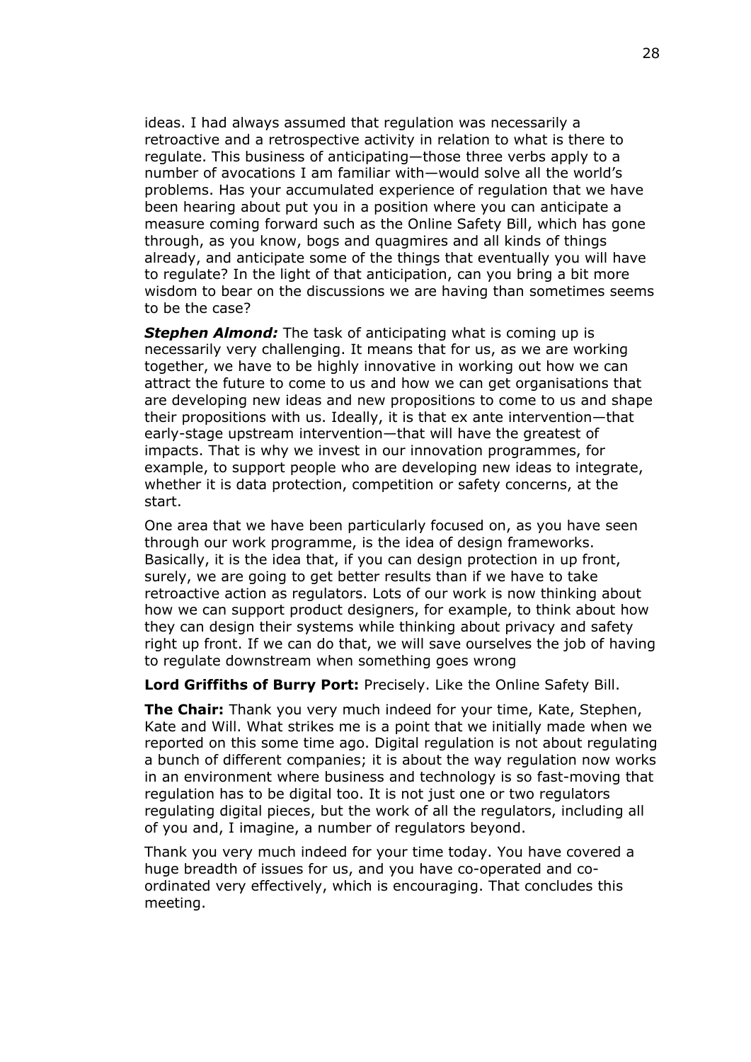ideas. I had always assumed that regulation was necessarily a retroactive and a retrospective activity in relation to what is there to regulate. This business of anticipating—those three verbs apply to a number of avocations I am familiar with—would solve all the world's problems. Has your accumulated experience of regulation that we have been hearing about put you in a position where you can anticipate a measure coming forward such as the Online Safety Bill, which has gone through, as you know, bogs and quagmires and all kinds of things already, and anticipate some of the things that eventually you will have to regulate? In the light of that anticipation, can you bring a bit more wisdom to bear on the discussions we are having than sometimes seems to be the case?

***Stephen Almond:*** The task of anticipating what is coming up is necessarily very challenging. It means that for us, as we are working together, we have to be highly innovative in working out how we can attract the future to come to us and how we can get organisations that are developing new ideas and new propositions to come to us and shape their propositions with us. Ideally, it is that ex ante intervention—that early-stage upstream intervention—that will have the greatest of impacts. That is why we invest in our innovation programmes, for example, to support people who are developing new ideas to integrate, whether it is data protection, competition or safety concerns, at the start.

One area that we have been particularly focused on, as you have seen through our work programme, is the idea of design frameworks. Basically, it is the idea that, if you can design protection in up front, surely, we are going to get better results than if we have to take retroactive action as regulators. Lots of our work is now thinking about how we can support product designers, for example, to think about how they can design their systems while thinking about privacy and safety right up front. If we can do that, we will save ourselves the job of having to regulate downstream when something goes wrong

**Lord Griffiths of Burry Port:** Precisely. Like the Online Safety Bill.

**The Chair:** Thank you very much indeed for your time, Kate, Stephen, Kate and Will. What strikes me is a point that we initially made when we reported on this some time ago. Digital regulation is not about regulating a bunch of different companies; it is about the way regulation now works in an environment where business and technology is so fast-moving that regulation has to be digital too. It is not just one or two regulators regulating digital pieces, but the work of all the regulators, including all of you and, I imagine, a number of regulators beyond.

Thank you very much indeed for your time today. You have covered a huge breadth of issues for us, and you have co-operated and co-ordinated very effectively, which is encouraging. That concludes this meeting.